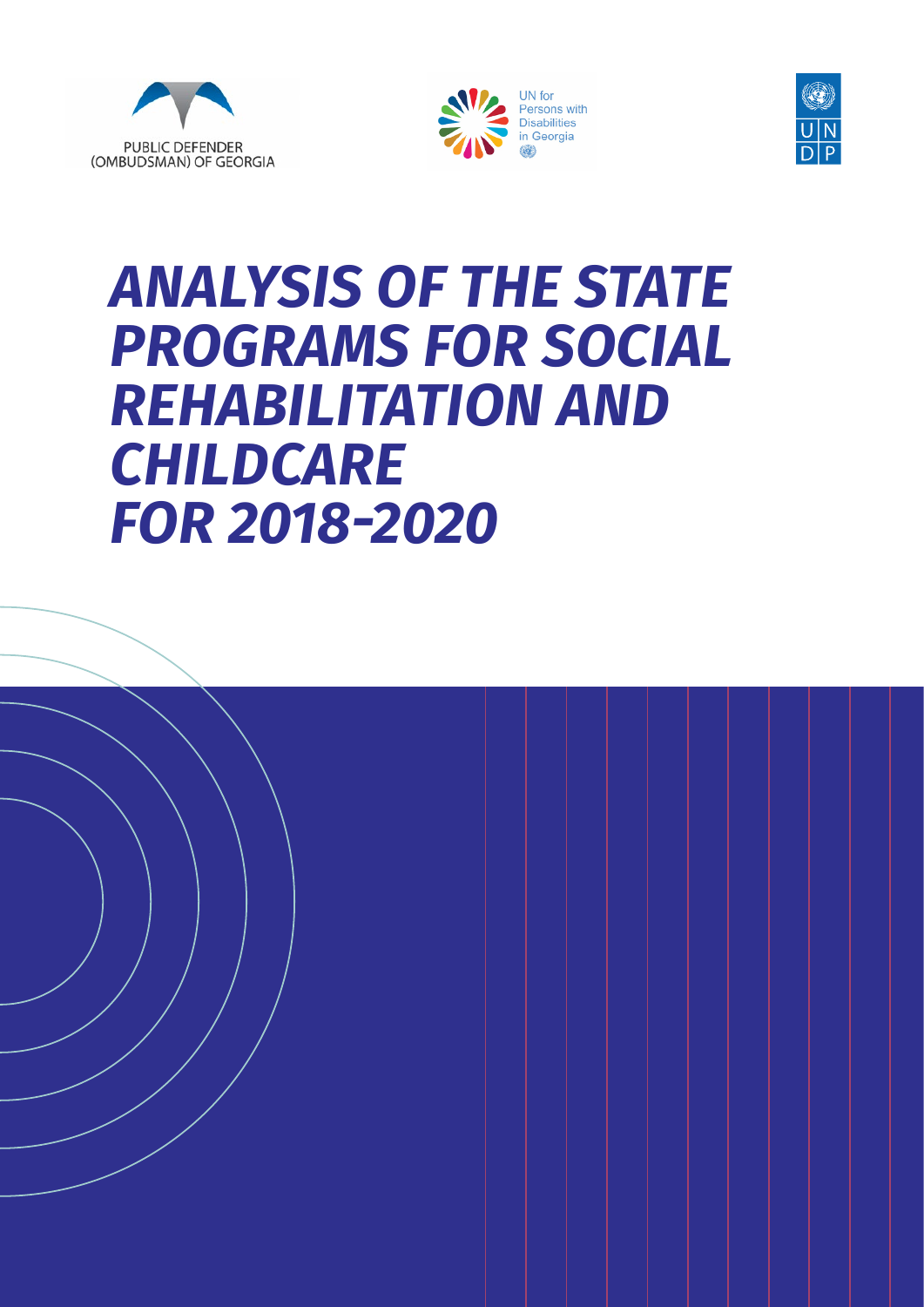PUBLIC DEFENDER (OMBUDSMAN) OF GEORGIA

UN for Persons with Disabilities in Georgia

UNDP

# ANALYSIS OF THE STATE PROGRAMS FOR SOCIAL REHABILITATION AND CHILDCARE FOR 2018-2020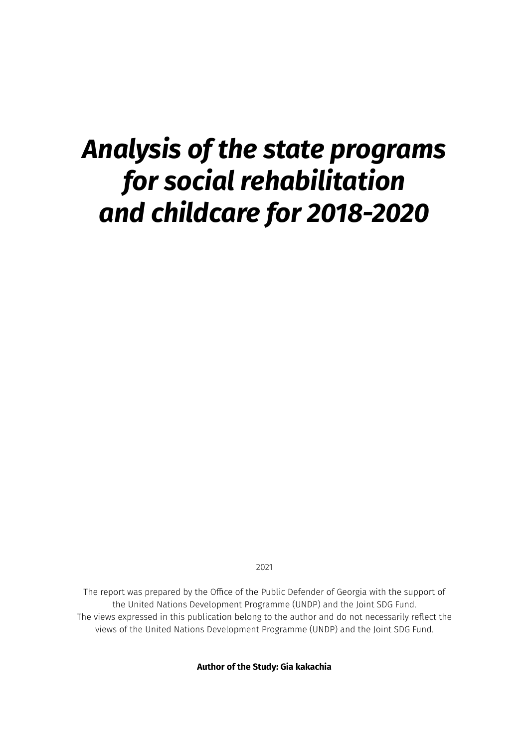# *Analysis of the state programs for social rehabilitation and childcare for 2018-2020*

2021

The report was prepared by the Office of the Public Defender of Georgia with the support of the United Nations Development Programme (UNDP) and the Joint SDG Fund.
The views expressed in this publication belong to the author and do not necessarily reflect the views of the United Nations Development Programme (UNDP) and the Joint SDG Fund.

**Author of the Study: Gia kakachia**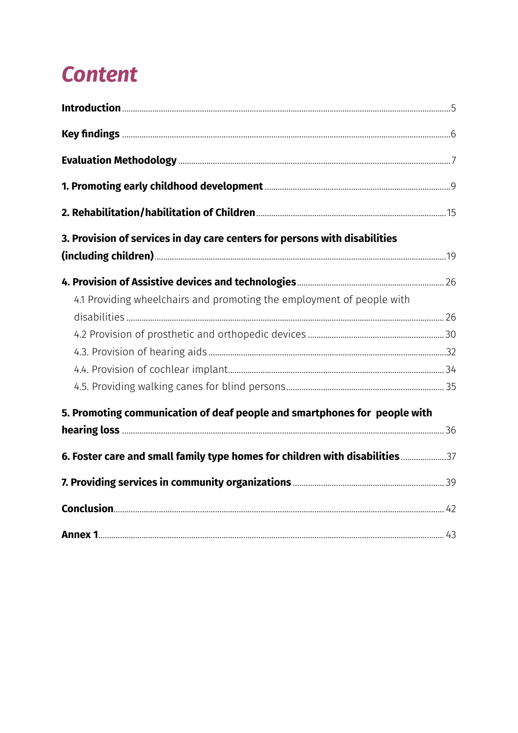# Content

**Introduction** ..... 5

**Key findings** ..... 6

**Evaluation Methodology** ..... 7

**1. Promoting early childhood development** ..... 9

**2. Rehabilitation/habilitation of Children** ..... 15

**3. Provision of services in day care centers for persons with disabilities (including children)** ..... 19

**4. Provision of Assistive devices and technologies** ..... 26

- 4.1 Providing wheelchairs and promoting the employment of people with disabilities ..... 26
- 4.2 Provision of prosthetic and orthopedic devices ..... 30
- 4.3. Provision of hearing aids ..... 32
- 4.4. Provision of cochlear implant ..... 34
- 4.5. Providing walking canes for blind persons ..... 35

**5. Promoting communication of deaf people and smartphones for people with hearing loss** ..... 36

**6. Foster care and small family type homes for children with disabilities** ..... 37

**7. Providing services in community organizations** ..... 39

**Conclusion** ..... 42

**Annex 1** ..... 43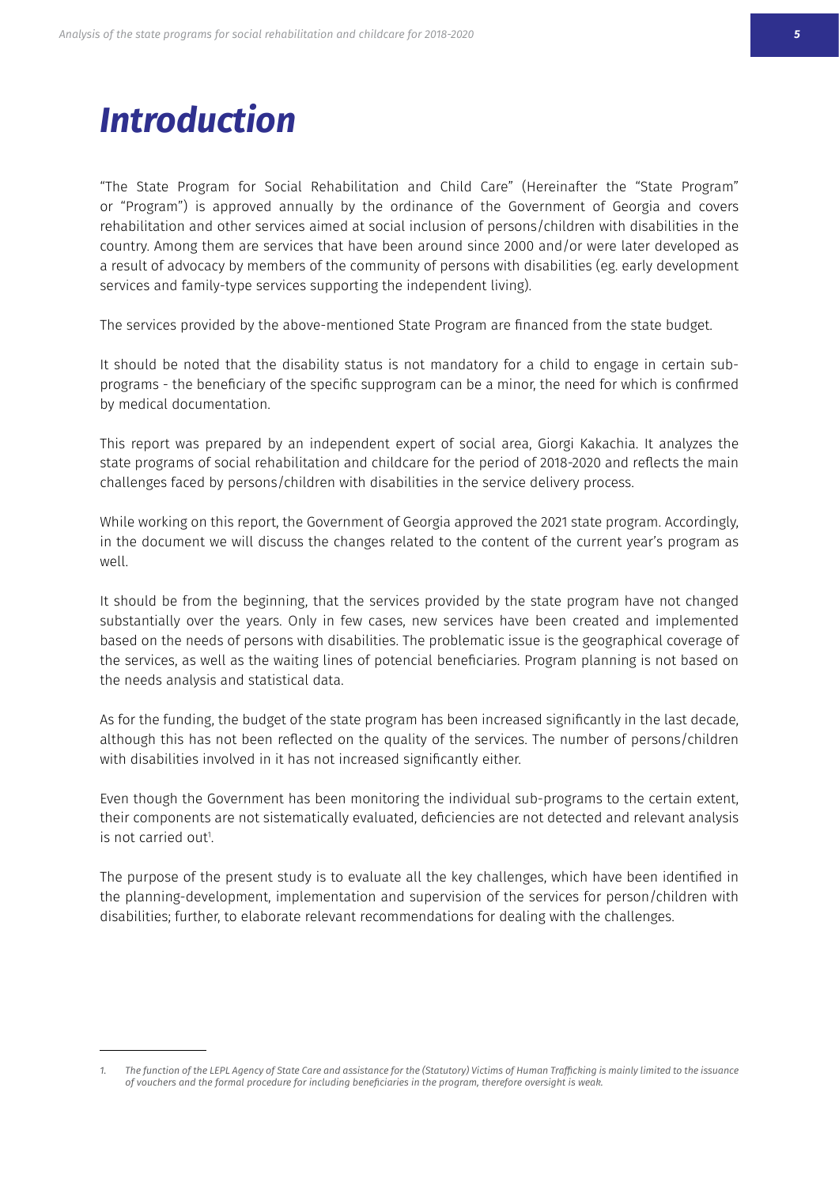# *Introduction*

"The State Program for Social Rehabilitation and Child Care" (Hereinafter the "State Program" or "Program") is approved annually by the ordinance of the Government of Georgia and covers rehabilitation and other services aimed at social inclusion of persons/children with disabilities in the country. Among them are services that have been around since 2000 and/or were later developed as a result of advocacy by members of the community of persons with disabilities (eg. early development services and family-type services supporting the independent living).

The services provided by the above-mentioned State Program are financed from the state budget.

It should be noted that the disability status is not mandatory for a child to engage in certain sub-programs - the beneficiary of the specific supprogram can be a minor, the need for which is confirmed by medical documentation.

This report was prepared by an independent expert of social area, Giorgi Kakachia. It analyzes the state programs of social rehabilitation and childcare for the period of 2018-2020 and reflects the main challenges faced by persons/children with disabilities in the service delivery process.

While working on this report, the Government of Georgia approved the 2021 state program. Accordingly, in the document we will discuss the changes related to the content of the current year's program as well.

It should be from the beginning, that the services provided by the state program have not changed substantially over the years. Only in few cases, new services have been created and implemented based on the needs of persons with disabilities. The problematic issue is the geographical coverage of the services, as well as the waiting lines of potencial beneficiaries. Program planning is not based on the needs analysis and statistical data.

As for the funding, the budget of the state program has been increased significantly in the last decade, although this has not been reflected on the quality of the services. The number of persons/children with disabilities involved in it has not increased significantly either.

Even though the Government has been monitoring the individual sub-programs to the certain extent, their components are not sistematically evaluated, deficiencies are not detected and relevant analysis is not carried out[1].

The purpose of the present study is to evaluate all the key challenges, which have been identified in the planning-development, implementation and supervision of the services for person/children with disabilities; further, to elaborate relevant recommendations for dealing with the challenges.

---

1. *The function of the LEPL Agency of State Care and assistance for the (Statutory) Victims of Human Trafficking is mainly limited to the issuance of vouchers and the formal procedure for including beneficiaries in the program, therefore oversight is weak.*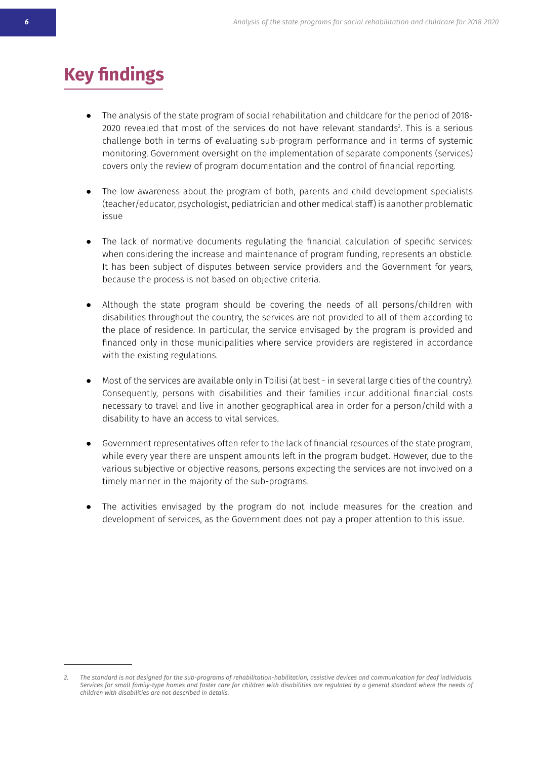# Key findings

- The analysis of the state program of social rehabilitation and childcare for the period of 2018-2020 revealed that most of the services do not have relevant standards[2]. This is a serious challenge both in terms of evaluating sub-program performance and in terms of systemic monitoring. Government oversight on the implementation of separate components (services) covers only the review of program documentation and the control of financial reporting.

- The low awareness about the program of both, parents and child development specialists (teacher/educator, psychologist, pediatrician and other medical staff) is aanother problematic issue

- The lack of normative documents regulating the financial calculation of specific services: when considering the increase and maintenance of program funding, represents an obsticle. It has been subject of disputes between service providers and the Government for years, because the process is not based on objective criteria.

- Although the state program should be covering the needs of all persons/children with disabilities throughout the country, the services are not provided to all of them according to the place of residence. In particular, the service envisaged by the program is provided and financed only in those municipalities where service providers are registered in accordance with the existing regulations.

- Most of the services are available only in Tbilisi (at best - in several large cities of the country). Consequently, persons with disabilities and their families incur additional financial costs necessary to travel and live in another geographical area in order for a person/child with a disability to have an access to vital services.

- Government representatives often refer to the lack of financial resources of the state program, while every year there are unspent amounts left in the program budget. However, due to the various subjective or objective reasons, persons expecting the services are not involved on a timely manner in the majority of the sub-programs.

- The activities envisaged by the program do not include measures for the creation and development of services, as the Government does not pay a proper attention to this issue.

---

*2. The standard is not designed for the sub-programs of rehabilitation-habilitation, assistive devices and communication for deaf individuals. Services for small family-type homes and foster care for children with disabilities are regulated by a general standard where the needs of children with disabilities are not described in details.*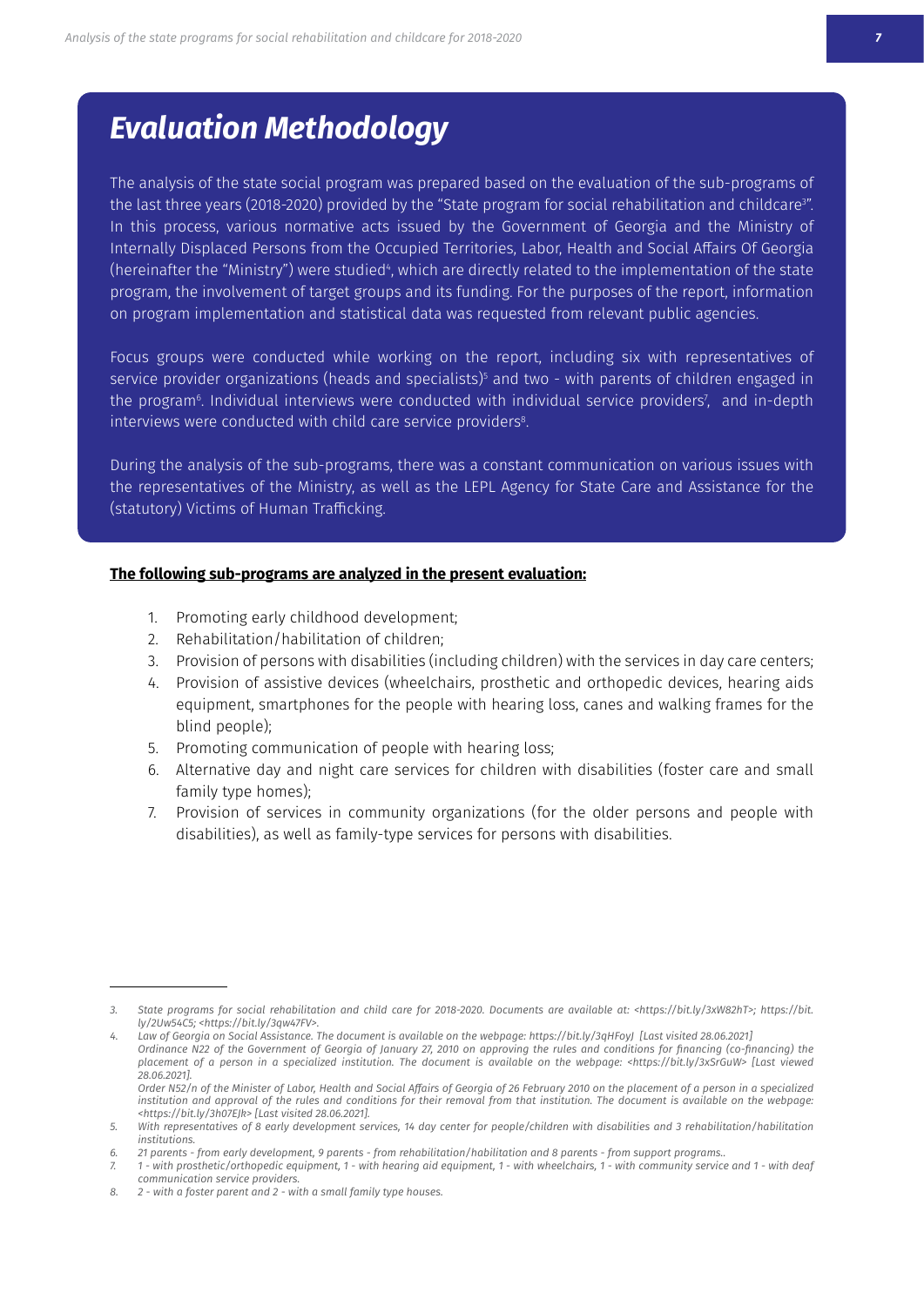# Evaluation Methodology

The analysis of the state social program was prepared based on the evaluation of the sub-programs of the last three years (2018-2020) provided by the "State program for social rehabilitation and childcare[3]". In this process, various normative acts issued by the Government of Georgia and the Ministry of Internally Displaced Persons from the Occupied Territories, Labor, Health and Social Affairs Of Georgia (hereinafter the "Ministry") were studied[4], which are directly related to the implementation of the state program, the involvement of target groups and its funding. For the purposes of the report, information on program implementation and statistical data was requested from relevant public agencies.

Focus groups were conducted while working on the report, including six with representatives of service provider organizations (heads and specialists)[5] and two - with parents of children engaged in the program[6]. Individual interviews were conducted with individual service providers[7], and in-depth interviews were conducted with child care service providers[8].

During the analysis of the sub-programs, there was a constant communication on various issues with the representatives of the Ministry, as well as the LEPL Agency for State Care and Assistance for the (statutory) Victims of Human Trafficking.

**The following sub-programs are analyzed in the present evaluation:**

1. Promoting early childhood development;
2. Rehabilitation/habilitation of children;
3. Provision of persons with disabilities (including children) with the services in day care centers;
4. Provision of assistive devices (wheelchairs, prosthetic and orthopedic devices, hearing aids equipment, smartphones for the people with hearing loss, canes and walking frames for the blind people);
5. Promoting communication of people with hearing loss;
6. Alternative day and night care services for children with disabilities (foster care and small family type homes);
7. Provision of services in community organizations (for the older persons and people with disabilities), as well as family-type services for persons with disabilities.

---

*3. State programs for social rehabilitation and child care for 2018-2020. Documents are available at: <https://bit.ly/3xW82hT>; https://bit.ly/2Uw54C5; <https://bit.ly/3qw47FV>.*

*4. Law of Georgia on Social Assistance. The document is available on the webpage: https://bit.ly/3qHFoyJ [Last visited 28.06.2021]*
*Ordinance N22 of the Government of Georgia of January 27, 2010 on approving the rules and conditions for financing (co-financing) the placement of a person in a specialized institution. The document is available on the webpage: <https://bit.ly/3xSrGuW> [Last viewed 28.06.2021].*
*Order N52/n of the Minister of Labor, Health and Social Affairs of Georgia of 26 February 2010 on the placement of a person in a specialized institution and approval of the rules and conditions for their removal from that institution. The document is available on the webpage: <https://bit.ly/3h07EJk> [Last visited 28.06.2021].*

*5. With representatives of 8 early development services, 14 day center for people/children with disabilities and 3 rehabilitation/habilitation institutions.*

*6. 21 parents - from early development, 9 parents - from rehabilitation/habilitation and 8 parents - from support programs..*

*7. 1 - with prosthetic/orthopedic equipment, 1 - with hearing aid equipment, 1 - with wheelchairs, 1 - with community service and 1 - with deaf communication service providers.*

*8. 2 - with a foster parent and 2 - with a small family type houses.*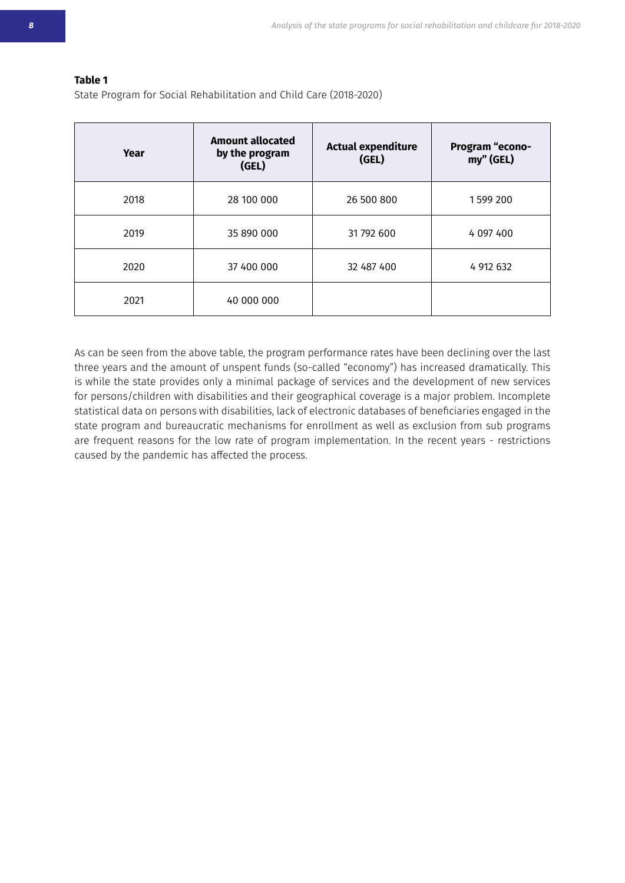**Table 1**

State Program for Social Rehabilitation and Child Care (2018-2020)

| Year | Amount allocated by the program (GEL) | Actual expenditure (GEL) | Program "economy" (GEL) |
|---|---|---|---|
| 2018 | 28 100 000 | 26 500 800 | 1 599 200 |
| 2019 | 35 890 000 | 31 792 600 | 4 097 400 |
| 2020 | 37 400 000 | 32 487 400 | 4 912 632 |
| 2021 | 40 000 000 | | |

As can be seen from the above table, the program performance rates have been declining over the last three years and the amount of unspent funds (so-called "economy") has increased dramatically. This is while the state provides only a minimal package of services and the development of new services for persons/children with disabilities and their geographical coverage is a major problem. Incomplete statistical data on persons with disabilities, lack of electronic databases of beneficiaries engaged in the state program and bureaucratic mechanisms for enrollment as well as exclusion from sub programs are frequent reasons for the low rate of program implementation. In the recent years - restrictions caused by the pandemic has affected the process.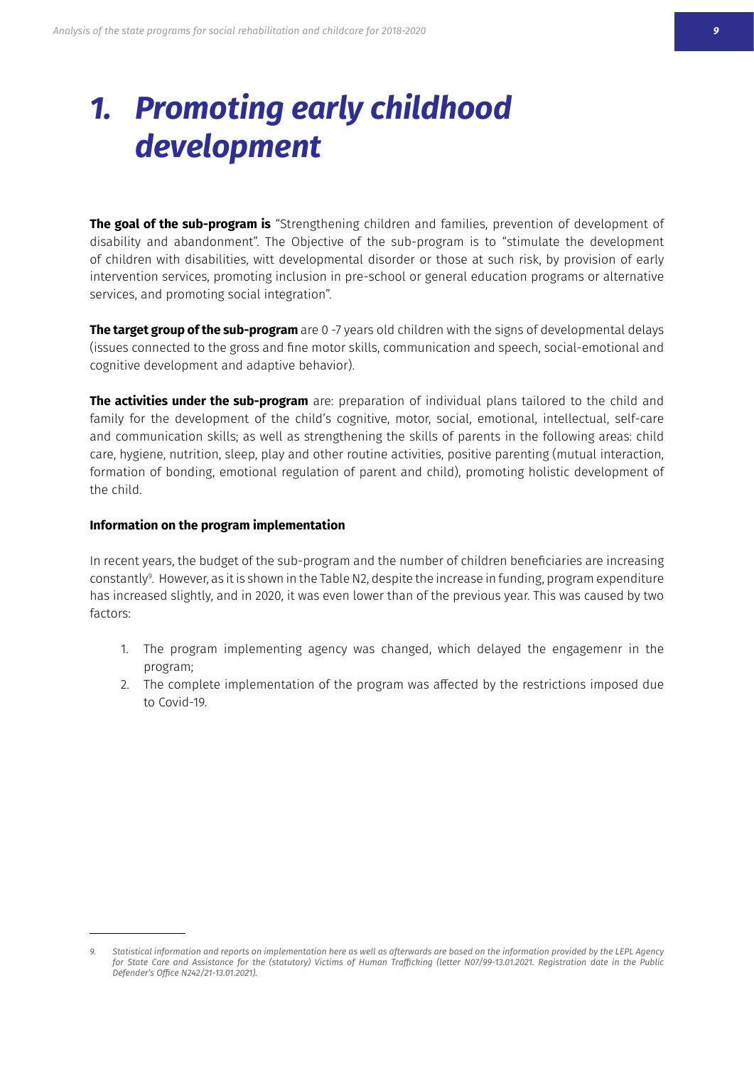# *1. Promoting early childhood development*

**The goal of the sub-program is** "Strengthening children and families, prevention of development of disability and abandonment". The Objective of the sub-program is to "stimulate the development of children with disabilities, witt developmental disorder or those at such risk, by provision of early intervention services, promoting inclusion in pre-school or general education programs or alternative services, and promoting social integration".

**The target group of the sub-program** are 0 -7 years old children with the signs of developmental delays (issues connected to the gross and fine motor skills, communication and speech, social-emotional and cognitive development and adaptive behavior).

**The activities under the sub-program** are: preparation of individual plans tailored to the child and family for the development of the child's cognitive, motor, social, emotional, intellectual, self-care and communication skills; as well as strengthening the skills of parents in the following areas: child care, hygiene, nutrition, sleep, play and other routine activities, positive parenting (mutual interaction, formation of bonding, emotional regulation of parent and child), promoting holistic development of the child.

**Information on the program implementation**

In recent years, the budget of the sub-program and the number of children beneficiaries are increasing constantly[9]. However, as it is shown in the Table N2, despite the increase in funding, program expenditure has increased slightly, and in 2020, it was even lower than of the previous year. This was caused by two factors:

1. The program implementing agency was changed, which delayed the engagemenr in the program;
2. The complete implementation of the program was affected by the restrictions imposed due to Covid-19.

---

*9. Statistical information and reports on implementation here as well as afterwards are based on the information provided by the LEPL Agency for State Care and Assistance for the (statutory) Victims of Human Trafficking (letter N07/99-13.01.2021. Registration date in the Public Defender's Office N242/21-13.01.2021).*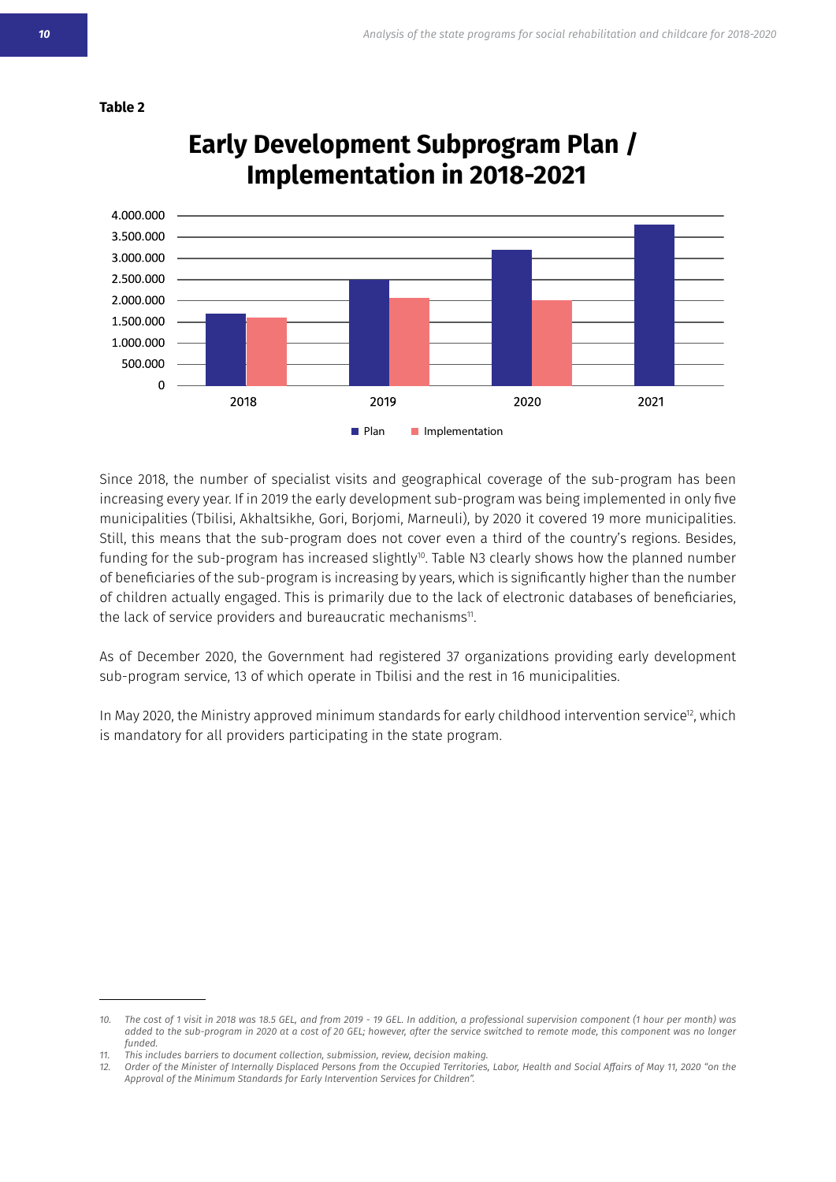**Table 2**

## Early Development Subprogram Plan / Implementation in 2018-2021

Since 2018, the number of specialist visits and geographical coverage of the sub-program has been increasing every year. If in 2019 the early development sub-program was being implemented in only five municipalities (Tbilisi, Akhaltsikhe, Gori, Borjomi, Marneuli), by 2020 it covered 19 more municipalities. Still, this means that the sub-program does not cover even a third of the country's regions. Besides, funding for the sub-program has increased slightly[10]. Table N3 clearly shows how the planned number of beneficiaries of the sub-program is increasing by years, which is significantly higher than the number of children actually engaged. This is primarily due to the lack of electronic databases of beneficiaries, the lack of service providers and bureaucratic mechanisms[11].

As of December 2020, the Government had registered 37 organizations providing early development sub-program service, 13 of which operate in Tbilisi and the rest in 16 municipalities.

In May 2020, the Ministry approved minimum standards for early childhood intervention service[12], which is mandatory for all providers participating in the state program.

---

*10. The cost of 1 visit in 2018 was 18.5 GEL, and from 2019 - 19 GEL. In addition, a professional supervision component (1 hour per month) was added to the sub-program in 2020 at a cost of 20 GEL; however, after the service switched to remote mode, this component was no longer funded.*

*11. This includes barriers to document collection, submission, review, decision making.*

*12. Order of the Minister of Internally Displaced Persons from the Occupied Territories, Labor, Health and Social Affairs of May 11, 2020 "on the Approval of the Minimum Standards for Early Intervention Services for Children".*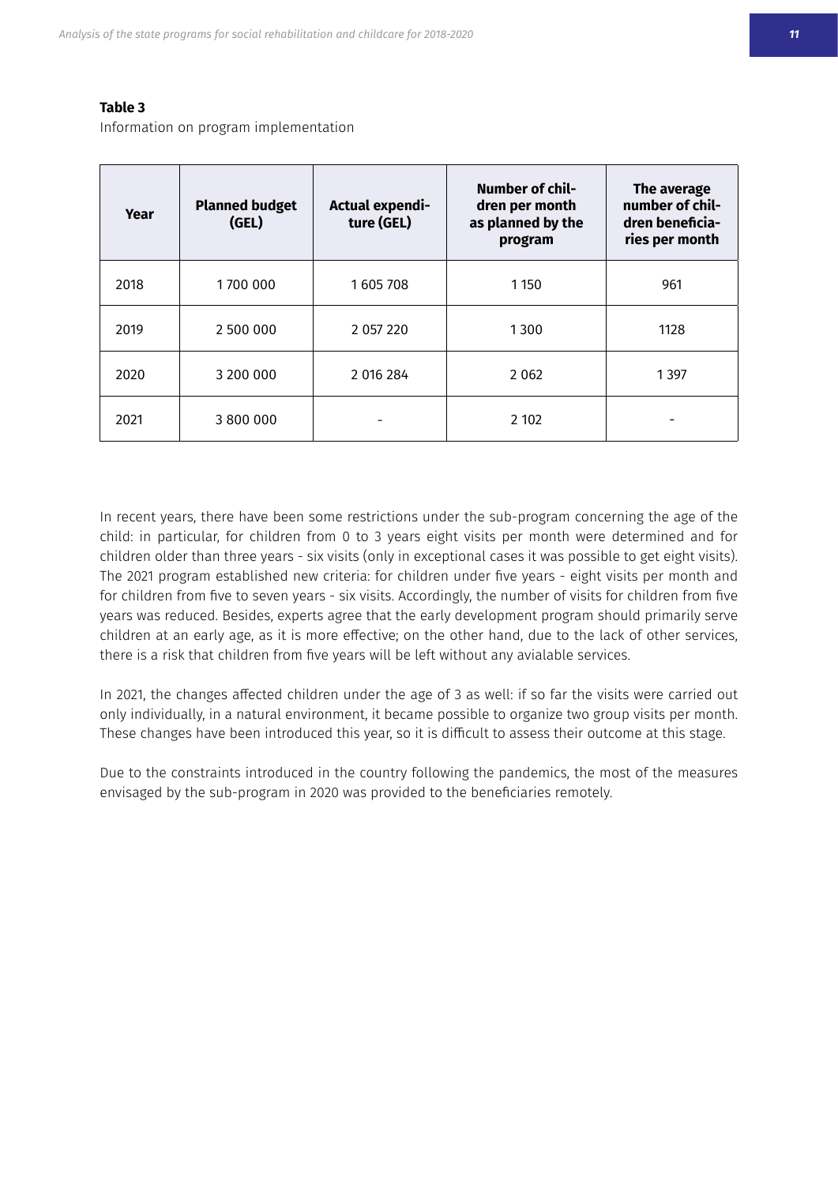**Table 3**

Information on program implementation

| Year | Planned budget (GEL) | Actual expenditure (GEL) | Number of children per month as planned by the program | The average number of children beneficiaries per month |
|---|---|---|---|---|
| 2018 | 1 700 000 | 1 605 708 | 1 150 | 961 |
| 2019 | 2 500 000 | 2 057 220 | 1 300 | 1128 |
| 2020 | 3 200 000 | 2 016 284 | 2 062 | 1 397 |
| 2021 | 3 800 000 | - | 2 102 | - |

In recent years, there have been some restrictions under the sub-program concerning the age of the child: in particular, for children from 0 to 3 years eight visits per month were determined and for children older than three years - six visits (only in exceptional cases it was possible to get eight visits). The 2021 program established new criteria: for children under five years - eight visits per month and for children from five to seven years - six visits. Accordingly, the number of visits for children from five years was reduced. Besides, experts agree that the early development program should primarily serve children at an early age, as it is more effective; on the other hand, due to the lack of other services, there is a risk that children from five years will be left without any avialable services.

In 2021, the changes affected children under the age of 3 as well: if so far the visits were carried out only individually, in a natural environment, it became possible to organize two group visits per month. These changes have been introduced this year, so it is difficult to assess their outcome at this stage.

Due to the constraints introduced in the country following the pandemics, the most of the measures envisaged by the sub-program in 2020 was provided to the beneficiaries remotely.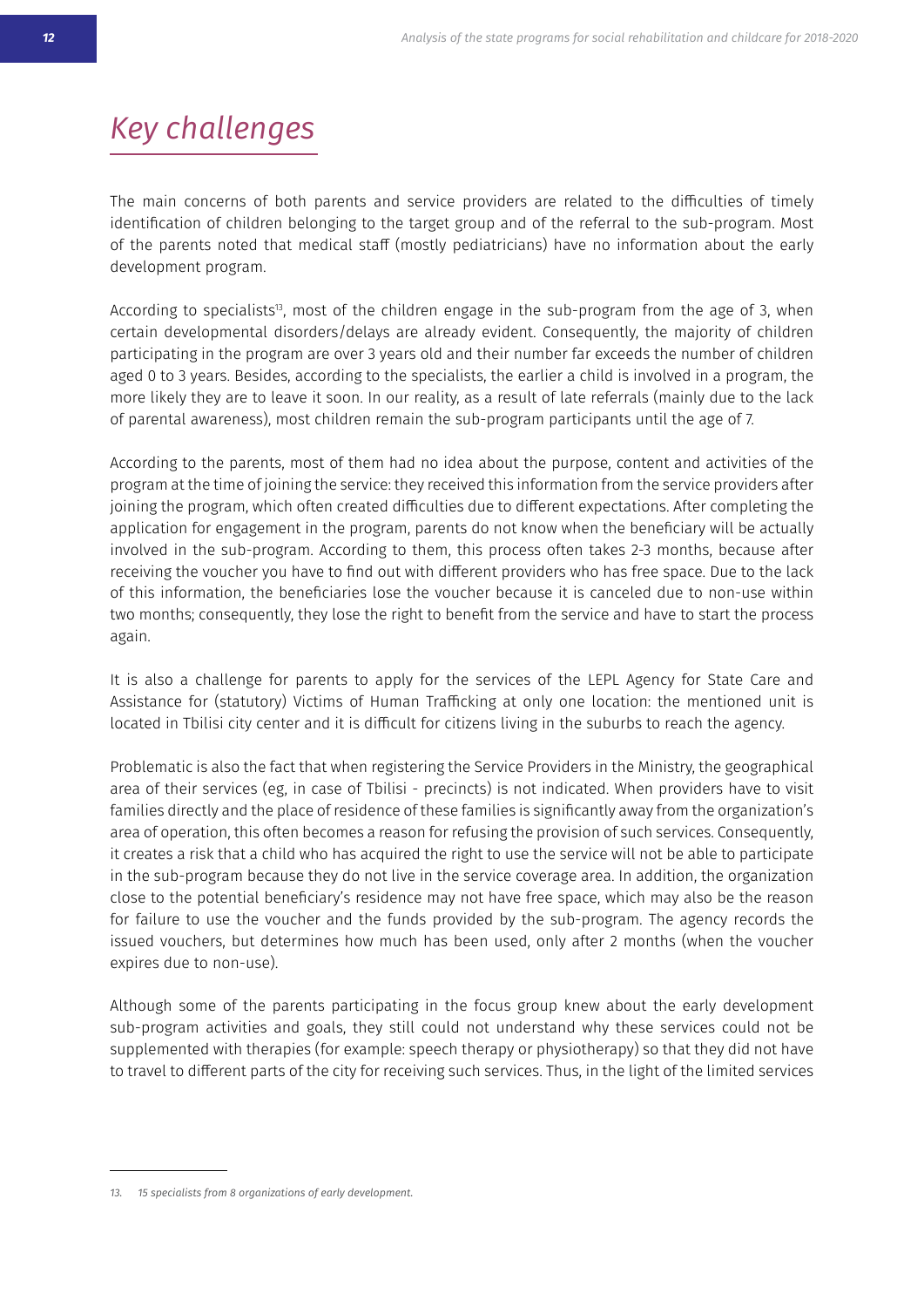## Key challenges

The main concerns of both parents and service providers are related to the difficulties of timely identification of children belonging to the target group and of the referral to the sub-program. Most of the parents noted that medical staff (mostly pediatricians) have no information about the early development program.

According to specialists[13], most of the children engage in the sub-program from the age of 3, when certain developmental disorders/delays are already evident. Consequently, the majority of children participating in the program are over 3 years old and their number far exceeds the number of children aged 0 to 3 years. Besides, according to the specialists, the earlier a child is involved in a program, the more likely they are to leave it soon. In our reality, as a result of late referrals (mainly due to the lack of parental awareness), most children remain the sub-program participants until the age of 7.

According to the parents, most of them had no idea about the purpose, content and activities of the program at the time of joining the service: they received this information from the service providers after joining the program, which often created difficulties due to different expectations. After completing the application for engagement in the program, parents do not know when the beneficiary will be actually involved in the sub-program. According to them, this process often takes 2-3 months, because after receiving the voucher you have to find out with different providers who has free space. Due to the lack of this information, the beneficiaries lose the voucher because it is canceled due to non-use within two months; consequently, they lose the right to benefit from the service and have to start the process again.

It is also a challenge for parents to apply for the services of the LEPL Agency for State Care and Assistance for (statutory) Victims of Human Trafficking at only one location: the mentioned unit is located in Tbilisi city center and it is difficult for citizens living in the suburbs to reach the agency.

Problematic is also the fact that when registering the Service Providers in the Ministry, the geographical area of their services (eg, in case of Tbilisi - precincts) is not indicated. When providers have to visit families directly and the place of residence of these families is significantly away from the organization's area of operation, this often becomes a reason for refusing the provision of such services. Consequently, it creates a risk that a child who has acquired the right to use the service will not be able to participate in the sub-program because they do not live in the service coverage area. In addition, the organization close to the potential beneficiary's residence may not have free space, which may also be the reason for failure to use the voucher and the funds provided by the sub-program. The agency records the issued vouchers, but determines how much has been used, only after 2 months (when the voucher expires due to non-use).

Although some of the parents participating in the focus group knew about the early development sub-program activities and goals, they still could not understand why these services could not be supplemented with therapies (for example: speech therapy or physiotherapy) so that they did not have to travel to different parts of the city for receiving such services. Thus, in the light of the limited services

---

13. 15 specialists from 8 organizations of early development.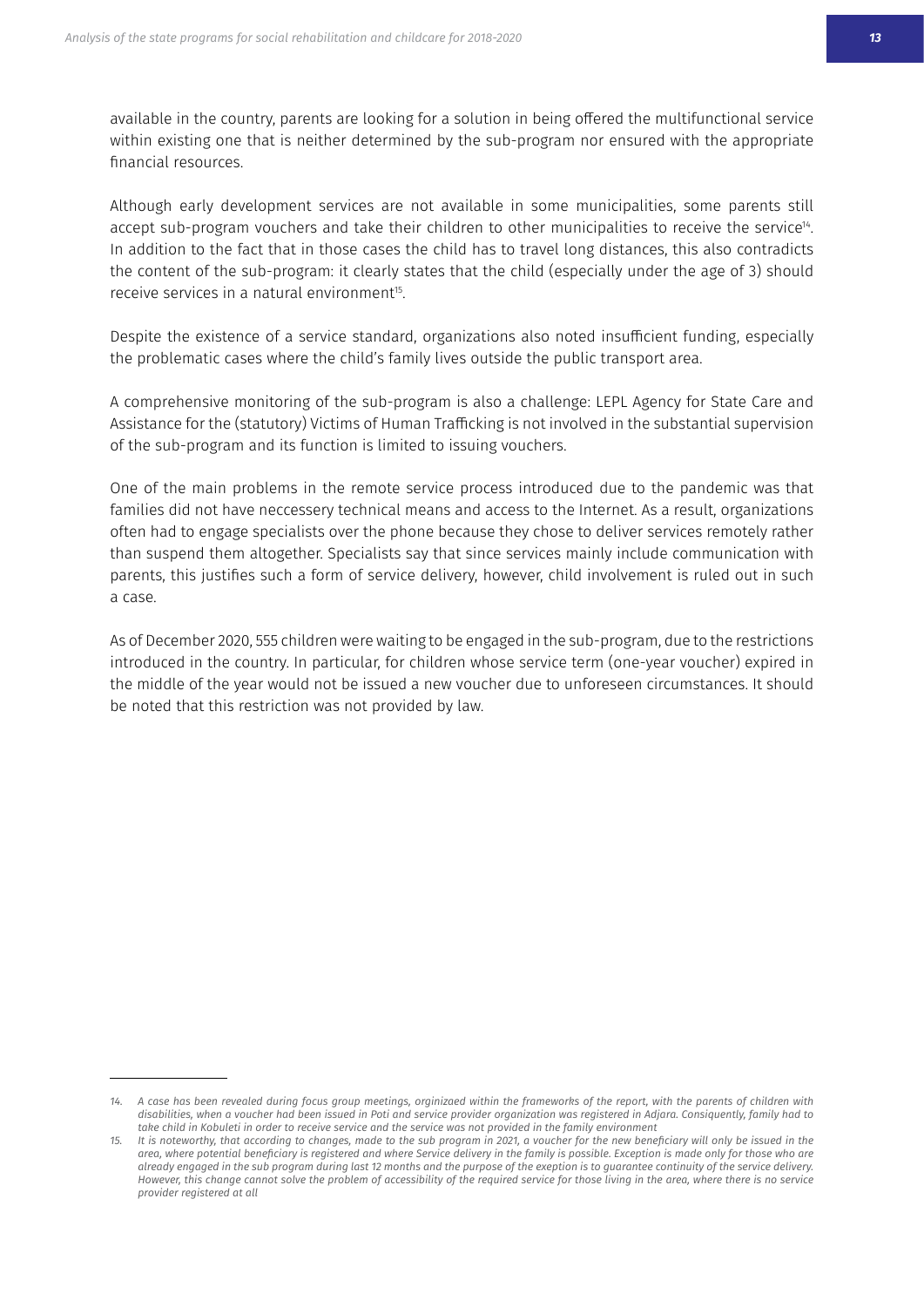available in the country, parents are looking for a solution in being offered the multifunctional service within existing one that is neither determined by the sub-program nor ensured with the appropriate financial resources.

Although early development services are not available in some municipalities, some parents still accept sub-program vouchers and take their children to other municipalities to receive the service[14]. In addition to the fact that in those cases the child has to travel long distances, this also contradicts the content of the sub-program: it clearly states that the child (especially under the age of 3) should receive services in a natural environment[15].

Despite the existence of a service standard, organizations also noted insufficient funding, especially the problematic cases where the child's family lives outside the public transport area.

A comprehensive monitoring of the sub-program is also a challenge: LEPL Agency for State Care and Assistance for the (statutory) Victims of Human Trafficking is not involved in the substantial supervision of the sub-program and its function is limited to issuing vouchers.

One of the main problems in the remote service process introduced due to the pandemic was that families did not have neccessery technical means and access to the Internet. As a result, organizations often had to engage specialists over the phone because they chose to deliver services remotely rather than suspend them altogether. Specialists say that since services mainly include communication with parents, this justifies such a form of service delivery, however, child involvement is ruled out in such a case.

As of December 2020, 555 children were waiting to be engaged in the sub-program, due to the restrictions introduced in the country. In particular, for children whose service term (one-year voucher) expired in the middle of the year would not be issued a new voucher due to unforeseen circumstances. It should be noted that this restriction was not provided by law.

---

*14. A case has been revealed during focus group meetings, orginizaed within the frameworks of the report, with the parents of children with disabilities, when a voucher had been issued in Poti and service provider organization was registered in Adjara. Consiquently, family had to take child in Kobuleti in order to receive service and the service was not provided in the family environment*

*15. It is noteworthy, that according to changes, made to the sub program in 2021, a voucher for the new beneficiary will only be issued in the area, where potential beneficiary is registered and where Service delivery in the family is possible. Exception is made only for those who are already engaged in the sub program during last 12 months and the purpose of the exeption is to guarantee continuity of the service delivery. However, this change cannot solve the problem of accessibility of the required service for those living in the area, where there is no service provider registered at all*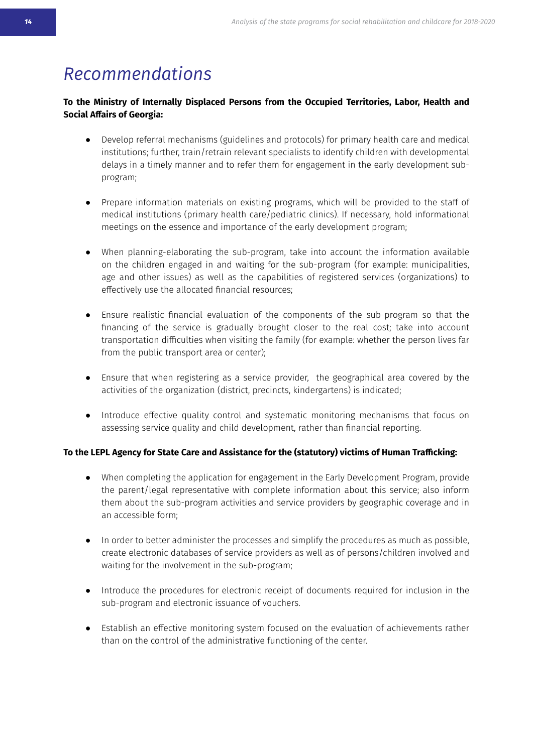# *Recommendations*

**To the Ministry of Internally Displaced Persons from the Occupied Territories, Labor, Health and Social Affairs of Georgia:**

- Develop referral mechanisms (guidelines and protocols) for primary health care and medical institutions; further, train/retrain relevant specialists to identify children with developmental delays in a timely manner and to refer them for engagement in the early development sub-program;

- Prepare information materials on existing programs, which will be provided to the staff of medical institutions (primary health care/pediatric clinics). If necessary, hold informational meetings on the essence and importance of the early development program;

- When planning-elaborating the sub-program, take into account the information available on the children engaged in and waiting for the sub-program (for example: municipalities, age and other issues) as well as the capabilities of registered services (organizations) to effectively use the allocated financial resources;

- Ensure realistic financial evaluation of the components of the sub-program so that the financing of the service is gradually brought closer to the real cost; take into account transportation difficulties when visiting the family (for example: whether the person lives far from the public transport area or center);

- Ensure that when registering as a service provider, the geographical area covered by the activities of the organization (district, precincts, kindergartens) is indicated;

- Introduce effective quality control and systematic monitoring mechanisms that focus on assessing service quality and child development, rather than financial reporting.

**To the LEPL Agency for State Care and Assistance for the (statutory) victims of Human Trafficking:**

- When completing the application for engagement in the Early Development Program, provide the parent/legal representative with complete information about this service; also inform them about the sub-program activities and service providers by geographic coverage and in an accessible form;

- In order to better administer the processes and simplify the procedures as much as possible, create electronic databases of service providers as well as of persons/children involved and waiting for the involvement in the sub-program;

- Introduce the procedures for electronic receipt of documents required for inclusion in the sub-program and electronic issuance of vouchers.

- Establish an effective monitoring system focused on the evaluation of achievements rather than on the control of the administrative functioning of the center.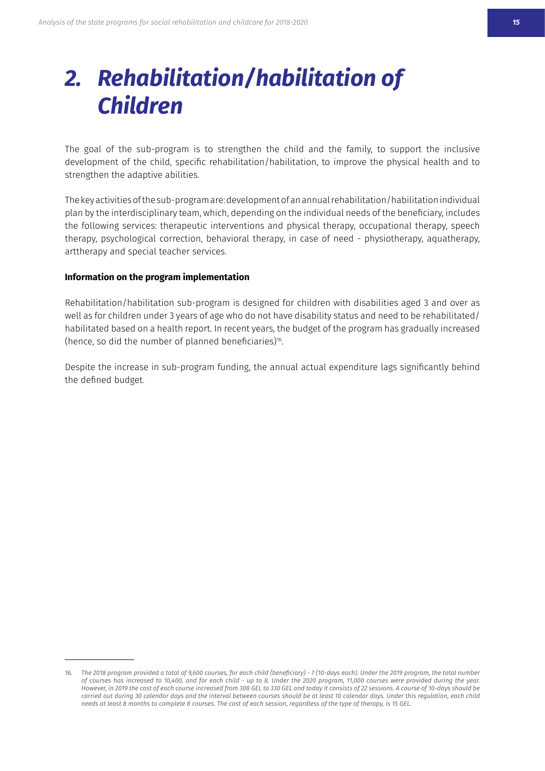# *2. Rehabilitation/habilitation of Children*

The goal of the sub-program is to strengthen the child and the family, to support the inclusive development of the child, specific rehabilitation/habilitation, to improve the physical health and to strengthen the adaptive abilities.

The key activities of the sub-program are: development of an annual rehabilitation/habilitation individual plan by the interdisciplinary team, which, depending on the individual needs of the beneficiary, includes the following services: therapeutic interventions and physical therapy, occupational therapy, speech therapy, psychological correction, behavioral therapy, in case of need - physiotherapy, aquatherapy, arttherapy and special teacher services.

**Information on the program implementation**

Rehabilitation/habilitation sub-program is designed for children with disabilities aged 3 and over as well as for children under 3 years of age who do not have disability status and need to be rehabilitated/habilitated based on a health report. In recent years, the budget of the program has gradually increased (hence, so did the number of planned beneficiaries)[16].

Despite the increase in sub-program funding, the annual actual expenditure lags significantly behind the defined budget.

---

*16. The 2018 program provided a total of 9,600 courses, for each child (beneficiary) - 7 (10-days each). Under the 2019 program, the total number of courses has increased to 10,400, and for each child - up to 8. Under the 2020 program, 11,000 courses were provided during the year. However, in 2019 the cost of each course increased from 308 GEL to 330 GEL and today it consists of 22 sessions. A course of 10-days should be carried out during 30 calendar days and the interval between courses should be at least 10 calendar days. Under this regulation, each child needs at least 8 months to complete 8 courses. The cost of each session, regardless of the type of therapy, is 15 GEL.*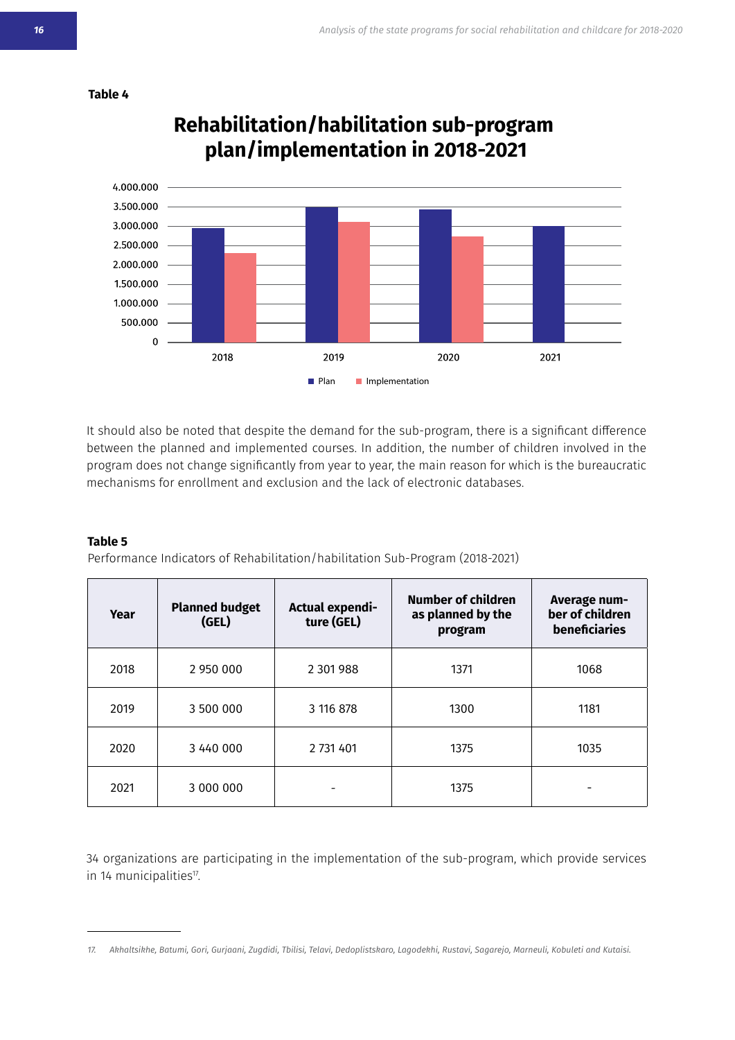**Table 4**

## Rehabilitation/habilitation sub-program plan/implementation in 2018-2021

It should also be noted that despite the demand for the sub-program, there is a significant difference between the planned and implemented courses. In addition, the number of children involved in the program does not change significantly from year to year, the main reason for which is the bureaucratic mechanisms for enrollment and exclusion and the lack of electronic databases.

**Table 5**

Performance Indicators of Rehabilitation/habilitation Sub-Program (2018-2021)

| Year | Planned budget (GEL) | Actual expenditure (GEL) | Number of children as planned by the program | Average number of children beneficiaries |
|---|---|---|---|---|
| 2018 | 2 950 000 | 2 301 988 | 1371 | 1068 |
| 2019 | 3 500 000 | 3 116 878 | 1300 | 1181 |
| 2020 | 3 440 000 | 2 731 401 | 1375 | 1035 |
| 2021 | 3 000 000 | - | 1375 | - |

34 organizations are participating in the implementation of the sub-program, which provide services in 14 municipalities[17].

---

17. *Akhaltsikhe, Batumi, Gori, Gurjaani, Zugdidi, Tbilisi, Telavi, Dedoplistskaro, Lagodekhi, Rustavi, Sagarejo, Marneuli, Kobuleti and Kutaisi.*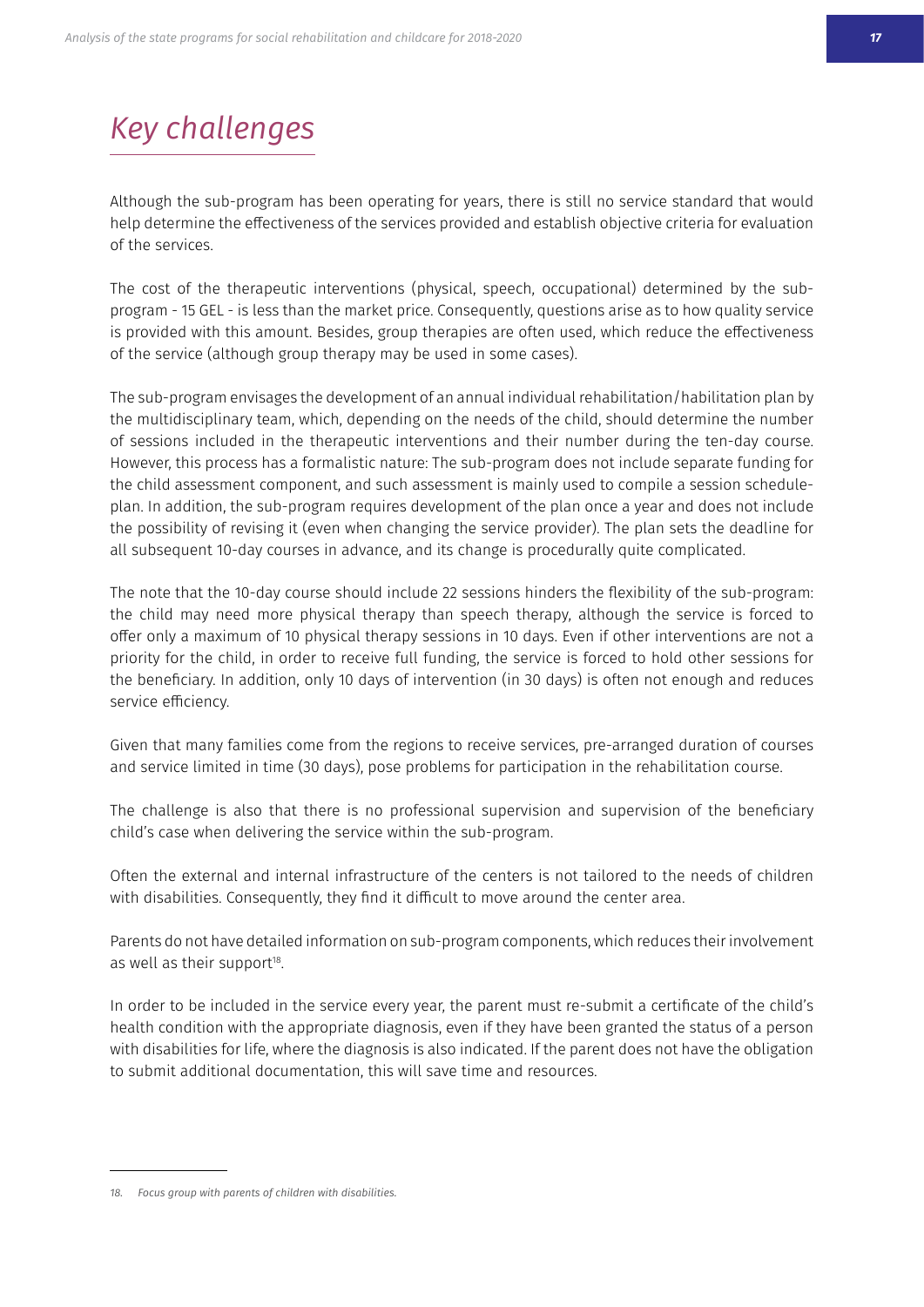# *Key challenges*

Although the sub-program has been operating for years, there is still no service standard that would help determine the effectiveness of the services provided and establish objective criteria for evaluation of the services.

The cost of the therapeutic interventions (physical, speech, occupational) determined by the sub-program - 15 GEL - is less than the market price. Consequently, questions arise as to how quality service is provided with this amount. Besides, group therapies are often used, which reduce the effectiveness of the service (although group therapy may be used in some cases).

The sub-program envisages the development of an annual individual rehabilitation/habilitation plan by the multidisciplinary team, which, depending on the needs of the child, should determine the number of sessions included in the therapeutic interventions and their number during the ten-day course. However, this process has a formalistic nature: The sub-program does not include separate funding for the child assessment component, and such assessment is mainly used to compile a session schedule-plan. In addition, the sub-program requires development of the plan once a year and does not include the possibility of revising it (even when changing the service provider). The plan sets the deadline for all subsequent 10-day courses in advance, and its change is procedurally quite complicated.

The note that the 10-day course should include 22 sessions hinders the flexibility of the sub-program: the child may need more physical therapy than speech therapy, although the service is forced to offer only a maximum of 10 physical therapy sessions in 10 days. Even if other interventions are not a priority for the child, in order to receive full funding, the service is forced to hold other sessions for the beneficiary. In addition, only 10 days of intervention (in 30 days) is often not enough and reduces service efficiency.

Given that many families come from the regions to receive services, pre-arranged duration of courses and service limited in time (30 days), pose problems for participation in the rehabilitation course.

The challenge is also that there is no professional supervision and supervision of the beneficiary child's case when delivering the service within the sub-program.

Often the external and internal infrastructure of the centers is not tailored to the needs of children with disabilities. Consequently, they find it difficult to move around the center area.

Parents do not have detailed information on sub-program components, which reduces their involvement as well as their support[18].

In order to be included in the service every year, the parent must re-submit a certificate of the child's health condition with the appropriate diagnosis, even if they have been granted the status of a person with disabilities for life, where the diagnosis is also indicated. If the parent does not have the obligation to submit additional documentation, this will save time and resources.

---

*18. Focus group with parents of children with disabilities.*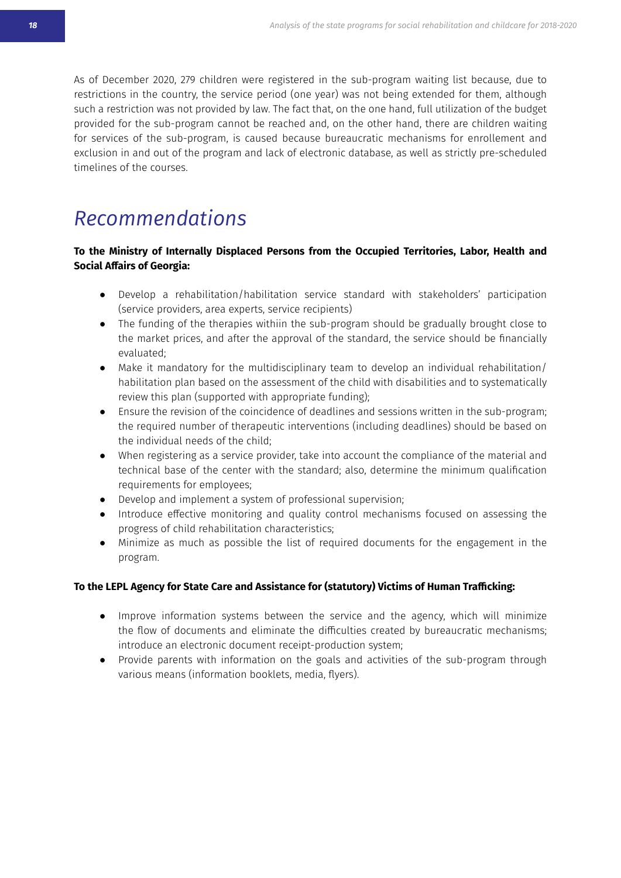As of December 2020, 279 children were registered in the sub-program waiting list because, due to restrictions in the country, the service period (one year) was not being extended for them, although such a restriction was not provided by law. The fact that, on the one hand, full utilization of the budget provided for the sub-program cannot be reached and, on the other hand, there are children waiting for services of the sub-program, is caused because bureaucratic mechanisms for enrollement and exclusion in and out of the program and lack of electronic database, as well as strictly pre-scheduled timelines of the courses.

# *Recommendations*

**To the Ministry of Internally Displaced Persons from the Occupied Territories, Labor, Health and Social Affairs of Georgia:**

- Develop a rehabilitation/habilitation service standard with stakeholders' participation (service providers, area experts, service recipients)
- The funding of the therapies withiin the sub-program should be gradually brought close to the market prices, and after the approval of the standard, the service should be financially evaluated;
- Make it mandatory for the multidisciplinary team to develop an individual rehabilitation/ habilitation plan based on the assessment of the child with disabilities and to systematically review this plan (supported with appropriate funding);
- Ensure the revision of the coincidence of deadlines and sessions written in the sub-program; the required number of therapeutic interventions (including deadlines) should be based on the individual needs of the child;
- When registering as a service provider, take into account the compliance of the material and technical base of the center with the standard; also, determine the minimum qualification requirements for employees;
- Develop and implement a system of professional supervision;
- Introduce effective monitoring and quality control mechanisms focused on assessing the progress of child rehabilitation characteristics;
- Minimize as much as possible the list of required documents for the engagement in the program.

**To the LEPL Agency for State Care and Assistance for (statutory) Victims of Human Trafficking:**

- Improve information systems between the service and the agency, which will minimize the flow of documents and eliminate the difficulties created by bureaucratic mechanisms; introduce an electronic document receipt-production system;
- Provide parents with information on the goals and activities of the sub-program through various means (information booklets, media, flyers).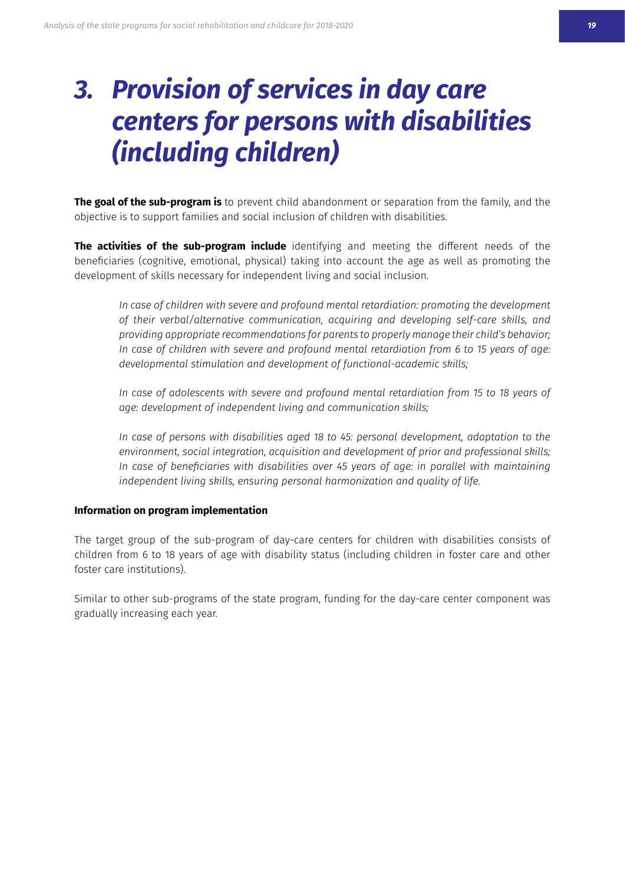# 3. Provision of services in day care centers for persons with disabilities (including children)

**The goal of the sub-program is** to prevent child abandonment or separation from the family, and the objective is to support families and social inclusion of children with disabilities.

**The activities of the sub-program include** identifying and meeting the different needs of the beneficiaries (cognitive, emotional, physical) taking into account the age as well as promoting the development of skills necessary for independent living and social inclusion.

> *In case of children with severe and profound mental retardiation: promoting the development of their verbal/alternative communication, acquiring and developing self-care skills, and providing appropriate recommendations for parents to properly manage their child's behavior; In case of children with severe and profound mental retardiation from 6 to 15 years of age: developmental stimulation and development of functional-academic skills;*
>
> *In case of adolescents with severe and profound mental retardiation from 15 to 18 years of age: development of independent living and communication skills;*
>
> *In case of persons with disabilities aged 18 to 45: personal development, adaptation to the environment, social integration, acquisition and development of prior and professional skills; In case of beneficiaries with disabilities over 45 years of age: in parallel with maintaining independent living skills, ensuring personal harmonization and quality of life.*

**Information on program implementation**

The target group of the sub-program of day-care centers for children with disabilities consists of children from 6 to 18 years of age with disability status (including children in foster care and other foster care institutions).

Similar to other sub-programs of the state program, funding for the day-care center component was gradually increasing each year.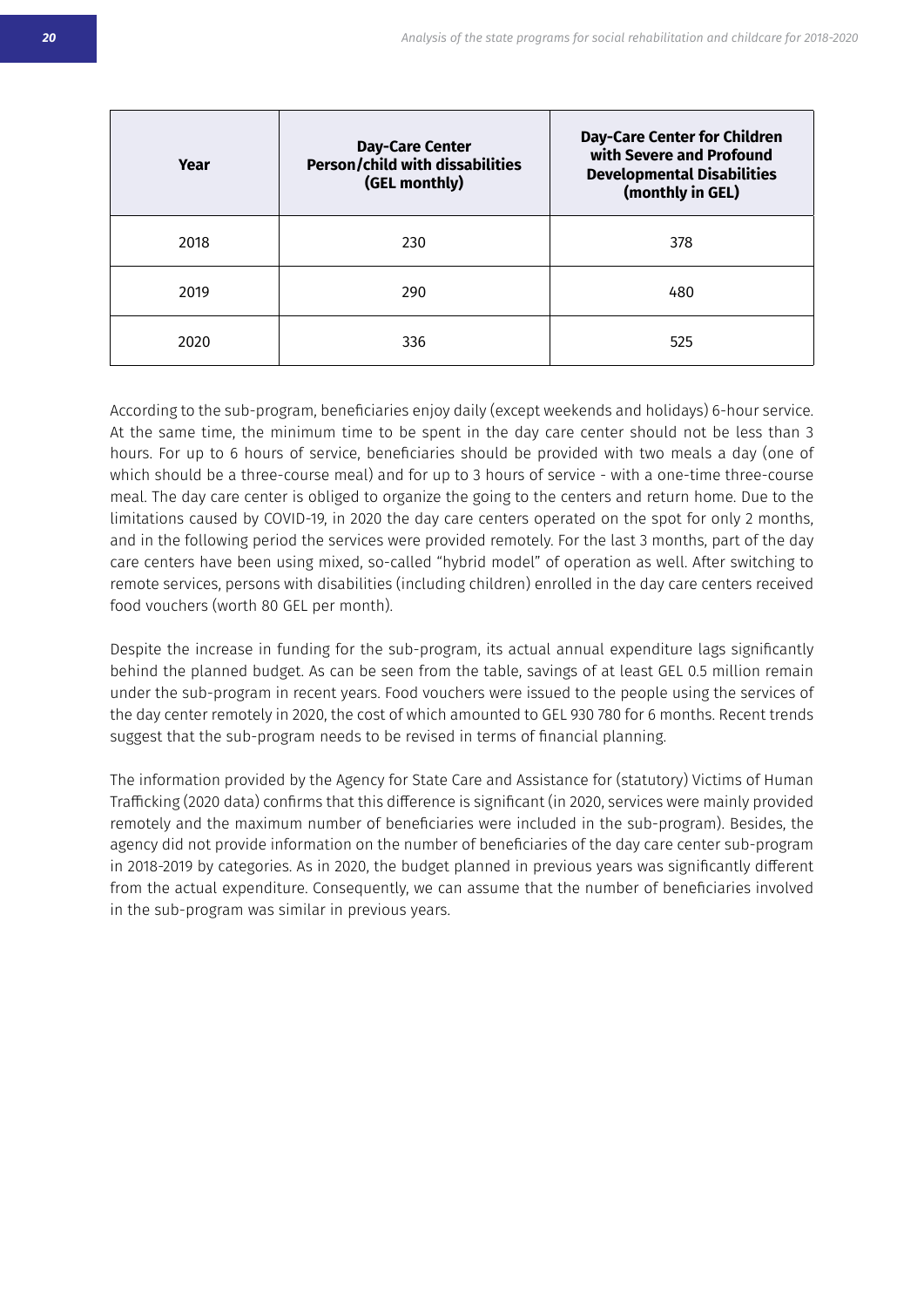| Year | Day-Care Center Person/child with dissabilities (GEL monthly) | Day-Care Center for Children with Severe and Profound Developmental Disabilities (monthly in GEL) |
|---|---|---|
| 2018 | 230 | 378 |
| 2019 | 290 | 480 |
| 2020 | 336 | 525 |

According to the sub-program, beneficiaries enjoy daily (except weekends and holidays) 6-hour service. At the same time, the minimum time to be spent in the day care center should not be less than 3 hours. For up to 6 hours of service, beneficiaries should be provided with two meals a day (one of which should be a three-course meal) and for up to 3 hours of service - with a one-time three-course meal. The day care center is obliged to organize the going to the centers and return home. Due to the limitations caused by COVID-19, in 2020 the day care centers operated on the spot for only 2 months, and in the following period the services were provided remotely. For the last 3 months, part of the day care centers have been using mixed, so-called "hybrid model" of operation as well. After switching to remote services, persons with disabilities (including children) enrolled in the day care centers received food vouchers (worth 80 GEL per month).

Despite the increase in funding for the sub-program, its actual annual expenditure lags significantly behind the planned budget. As can be seen from the table, savings of at least GEL 0.5 million remain under the sub-program in recent years. Food vouchers were issued to the people using the services of the day center remotely in 2020, the cost of which amounted to GEL 930 780 for 6 months. Recent trends suggest that the sub-program needs to be revised in terms of financial planning.

The information provided by the Agency for State Care and Assistance for (statutory) Victims of Human Trafficking (2020 data) confirms that this difference is significant (in 2020, services were mainly provided remotely and the maximum number of beneficiaries were included in the sub-program). Besides, the agency did not provide information on the number of beneficiaries of the day care center sub-program in 2018-2019 by categories. As in 2020, the budget planned in previous years was significantly different from the actual expenditure. Consequently, we can assume that the number of beneficiaries involved in the sub-program was similar in previous years.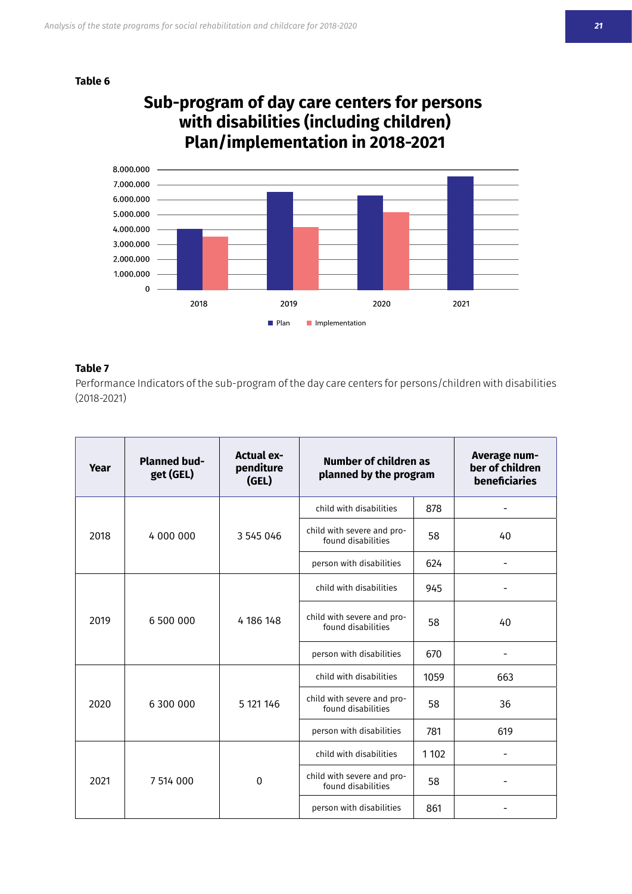**Table 6**

## Sub-program of day care centers for persons with disabilities (including children) Plan/implementation in 2018-2021

| Year | Plan | Implementation |
|---|---|---|
| 2018 | ~4.000.000 | ~3.500.000 |
| 2019 | ~6.500.000 | ~4.200.000 |
| 2020 | ~6.300.000 | ~5.100.000 |
| 2021 | ~7.500.000 | |

■ Plan ■ Implementation

**Table 7**

Performance Indicators of the sub-program of the day care centers for persons/children with disabilities (2018-2021)

| Year | Planned budget (GEL) | Actual expenditure (GEL) | Number of children as planned by the program | | Average number of children beneficiaries |
|---|---|---|---|---|---|
| 2018 | 4 000 000 | 3 545 046 | child with disabilities | 878 | - |
| | | | child with severe and profound disabilities | 58 | 40 |
| | | | person with disabilities | 624 | - |
| 2019 | 6 500 000 | 4 186 148 | child with disabilities | 945 | - |
| | | | child with severe and profound disabilities | 58 | 40 |
| | | | person with disabilities | 670 | - |
| 2020 | 6 300 000 | 5 121 146 | child with disabilities | 1059 | 663 |
| | | | child with severe and profound disabilities | 58 | 36 |
| | | | person with disabilities | 781 | 619 |
| 2021 | 7 514 000 | 0 | child with disabilities | 1 102 | - |
| | | | child with severe and profound disabilities | 58 | - |
| | | | person with disabilities | 861 | - |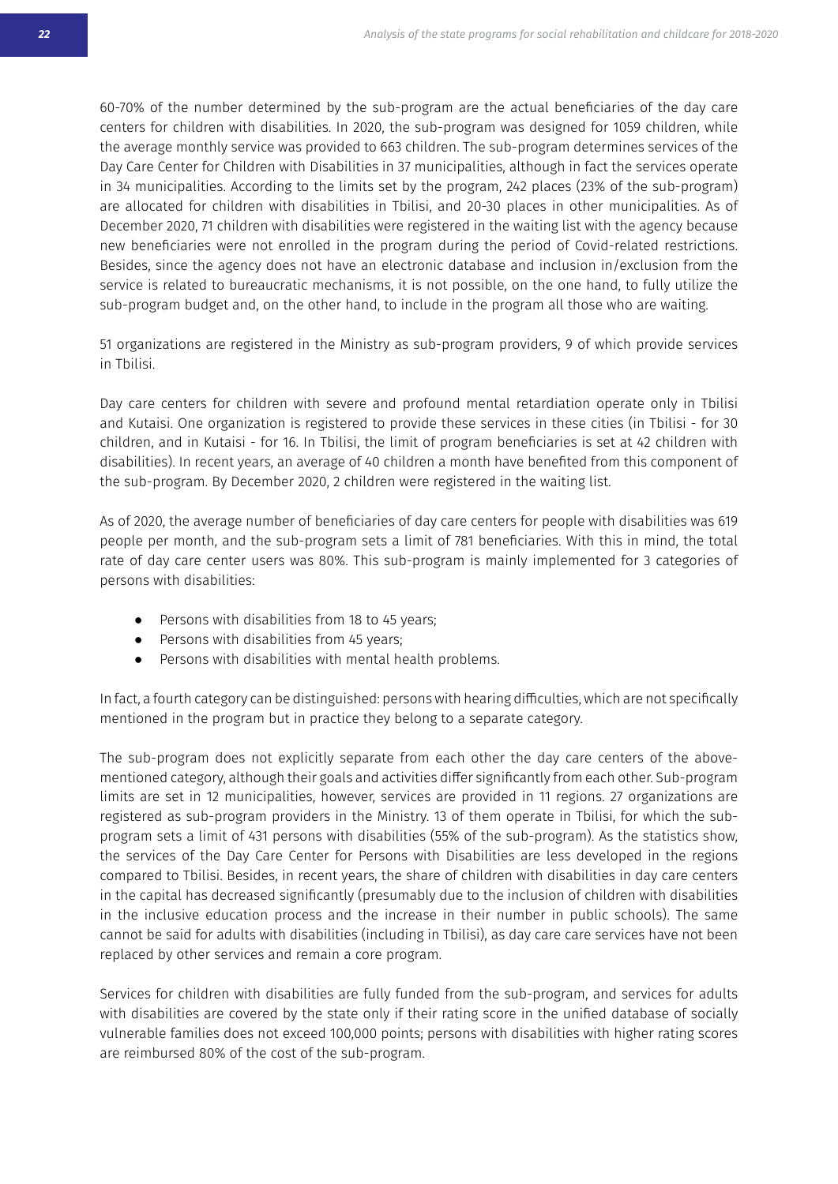60-70% of the number determined by the sub-program are the actual beneficiaries of the day care centers for children with disabilities. In 2020, the sub-program was designed for 1059 children, while the average monthly service was provided to 663 children. The sub-program determines services of the Day Care Center for Children with Disabilities in 37 municipalities, although in fact the services operate in 34 municipalities. According to the limits set by the program, 242 places (23% of the sub-program) are allocated for children with disabilities in Tbilisi, and 20-30 places in other municipalities. As of December 2020, 71 children with disabilities were registered in the waiting list with the agency because new beneficiaries were not enrolled in the program during the period of Covid-related restrictions. Besides, since the agency does not have an electronic database and inclusion in/exclusion from the service is related to bureaucratic mechanisms, it is not possible, on the one hand, to fully utilize the sub-program budget and, on the other hand, to include in the program all those who are waiting.

51 organizations are registered in the Ministry as sub-program providers, 9 of which provide services in Tbilisi.

Day care centers for children with severe and profound mental retardiation operate only in Tbilisi and Kutaisi. One organization is registered to provide these services in these cities (in Tbilisi - for 30 children, and in Kutaisi - for 16. In Tbilisi, the limit of program beneficiaries is set at 42 children with disabilities). In recent years, an average of 40 children a month have benefited from this component of the sub-program. By December 2020, 2 children were registered in the waiting list.

As of 2020, the average number of beneficiaries of day care centers for people with disabilities was 619 people per month, and the sub-program sets a limit of 781 beneficiaries. With this in mind, the total rate of day care center users was 80%. This sub-program is mainly implemented for 3 categories of persons with disabilities:

- Persons with disabilities from 18 to 45 years;
- Persons with disabilities from 45 years;
- Persons with disabilities with mental health problems.

In fact, a fourth category can be distinguished: persons with hearing difficulties, which are not specifically mentioned in the program but in practice they belong to a separate category.

The sub-program does not explicitly separate from each other the day care centers of the above-mentioned category, although their goals and activities differ significantly from each other. Sub-program limits are set in 12 municipalities, however, services are provided in 11 regions. 27 organizations are registered as sub-program providers in the Ministry. 13 of them operate in Tbilisi, for which the sub-program sets a limit of 431 persons with disabilities (55% of the sub-program). As the statistics show, the services of the Day Care Center for Persons with Disabilities are less developed in the regions compared to Tbilisi. Besides, in recent years, the share of children with disabilities in day care centers in the capital has decreased significantly (presumably due to the inclusion of children with disabilities in the inclusive education process and the increase in their number in public schools). The same cannot be said for adults with disabilities (including in Tbilisi), as day care care services have not been replaced by other services and remain a core program.

Services for children with disabilities are fully funded from the sub-program, and services for adults with disabilities are covered by the state only if their rating score in the unified database of socially vulnerable families does not exceed 100,000 points; persons with disabilities with higher rating scores are reimbursed 80% of the cost of the sub-program.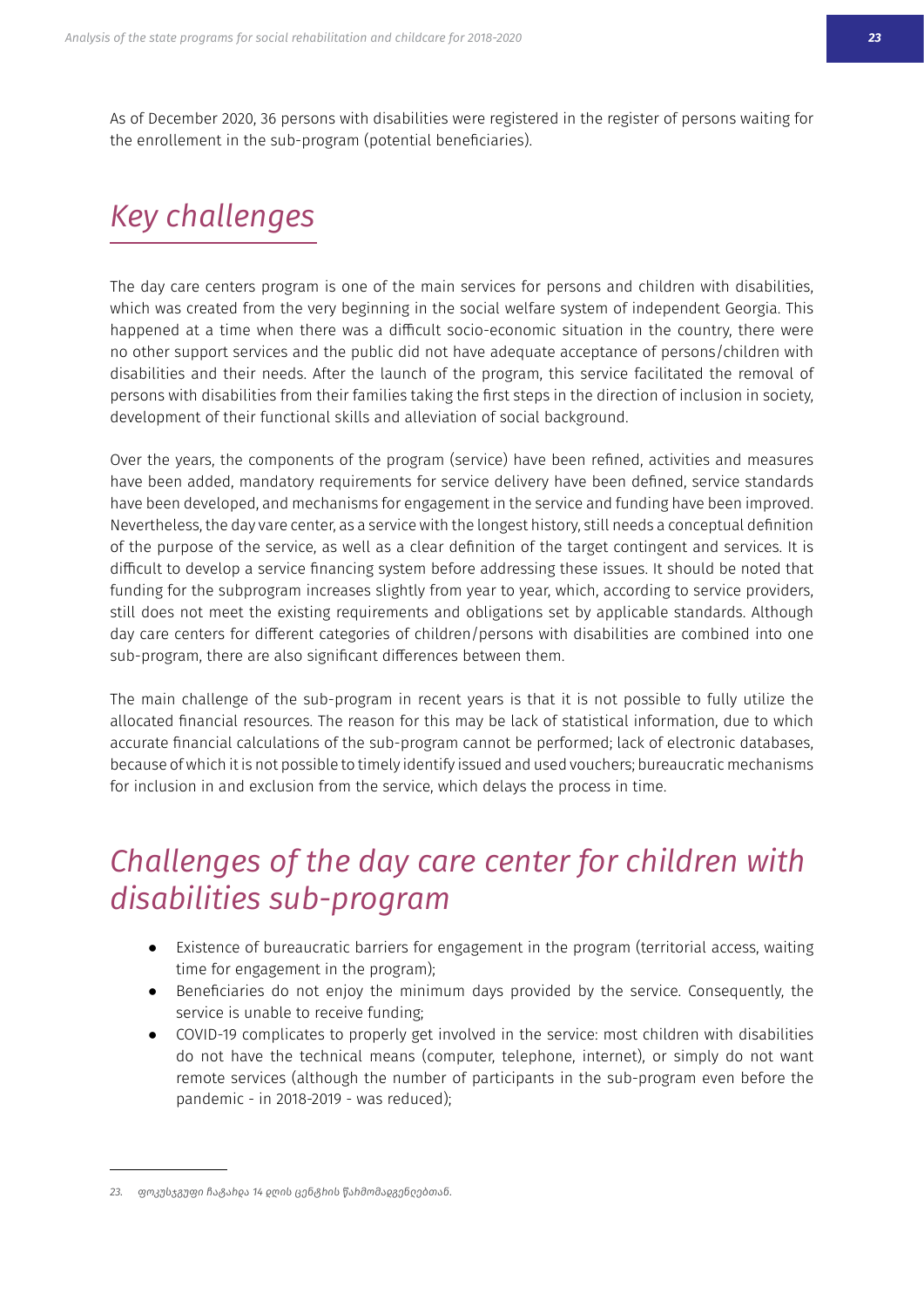As of December 2020, 36 persons with disabilities were registered in the register of persons waiting for the enrollement in the sub-program (potential beneficiaries).

## Key challenges

The day care centers program is one of the main services for persons and children with disabilities, which was created from the very beginning in the social welfare system of independent Georgia. This happened at a time when there was a difficult socio-economic situation in the country, there were no other support services and the public did not have adequate acceptance of persons/children with disabilities and their needs. After the launch of the program, this service facilitated the removal of persons with disabilities from their families taking the first steps in the direction of inclusion in society, development of their functional skills and alleviation of social background.

Over the years, the components of the program (service) have been refined, activities and measures have been added, mandatory requirements for service delivery have been defined, service standards have been developed, and mechanisms for engagement in the service and funding have been improved. Nevertheless, the day vare center, as a service with the longest history, still needs a conceptual definition of the purpose of the service, as well as a clear definition of the target contingent and services. It is difficult to develop a service financing system before addressing these issues. It should be noted that funding for the subprogram increases slightly from year to year, which, according to service providers, still does not meet the existing requirements and obligations set by applicable standards. Although day care centers for different categories of children/persons with disabilities are combined into one sub-program, there are also significant differences between them.

The main challenge of the sub-program in recent years is that it is not possible to fully utilize the allocated financial resources. The reason for this may be lack of statistical information, due to which accurate financial calculations of the sub-program cannot be performed; lack of electronic databases, because of which it is not possible to timely identify issued and used vouchers; bureaucratic mechanisms for inclusion in and exclusion from the service, which delays the process in time.

## Challenges of the day care center for children with disabilities sub-program

- Existence of bureaucratic barriers for engagement in the program (territorial access, waiting time for engagement in the program);
- Beneficiaries do not enjoy the minimum days provided by the service. Consequently, the service is unable to receive funding;
- COVID-19 complicates to properly get involved in the service: most children with disabilities do not have the technical means (computer, telephone, internet), or simply do not want remote services (although the number of participants in the sub-program even before the pandemic - in 2018-2019 - was reduced);

23. ფოკუსჯგუფი ჩატარდა 14 დღის ცენტრის წარმომადგენლებთან.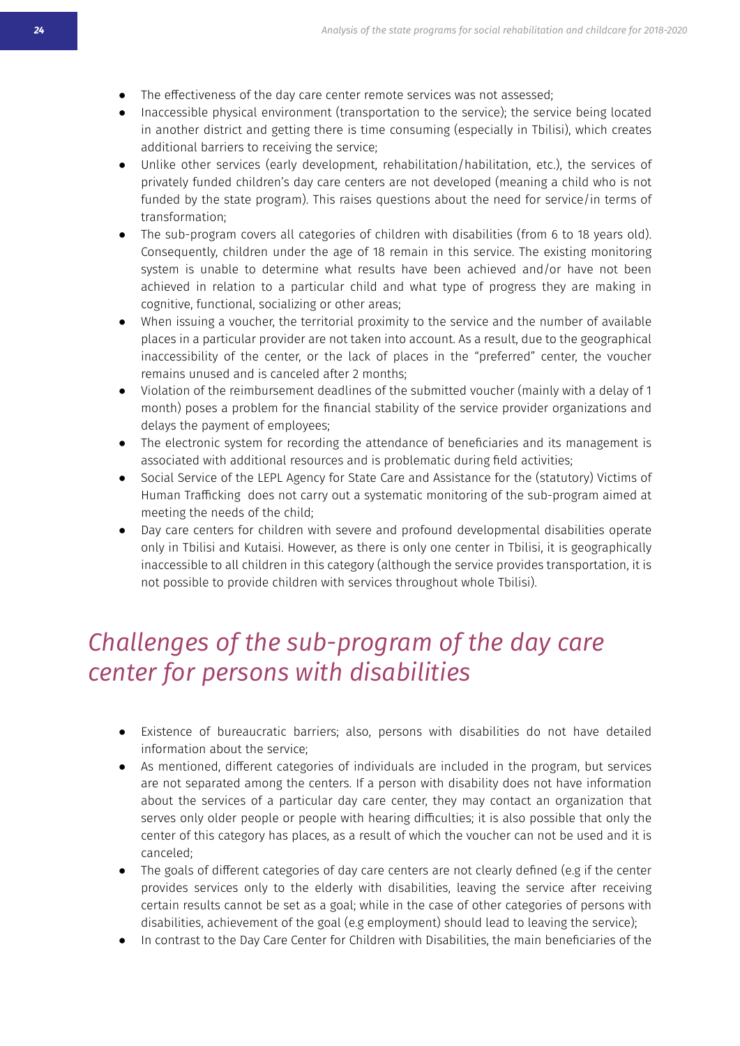- The effectiveness of the day care center remote services was not assessed;
- Inaccessible physical environment (transportation to the service); the service being located in another district and getting there is time consuming (especially in Tbilisi), which creates additional barriers to receiving the service;
- Unlike other services (early development, rehabilitation/habilitation, etc.), the services of privately funded children's day care centers are not developed (meaning a child who is not funded by the state program). This raises questions about the need for service/in terms of transformation;
- The sub-program covers all categories of children with disabilities (from 6 to 18 years old). Consequently, children under the age of 18 remain in this service. The existing monitoring system is unable to determine what results have been achieved and/or have not been achieved in relation to a particular child and what type of progress they are making in cognitive, functional, socializing or other areas;
- When issuing a voucher, the territorial proximity to the service and the number of available places in a particular provider are not taken into account. As a result, due to the geographical inaccessibility of the center, or the lack of places in the "preferred" center, the voucher remains unused and is canceled after 2 months;
- Violation of the reimbursement deadlines of the submitted voucher (mainly with a delay of 1 month) poses a problem for the financial stability of the service provider organizations and delays the payment of employees;
- The electronic system for recording the attendance of beneficiaries and its management is associated with additional resources and is problematic during field activities;
- Social Service of the LEPL Agency for State Care and Assistance for the (statutory) Victims of Human Trafficking does not carry out a systematic monitoring of the sub-program aimed at meeting the needs of the child;
- Day care centers for children with severe and profound developmental disabilities operate only in Tbilisi and Kutaisi. However, as there is only one center in Tbilisi, it is geographically inaccessible to all children in this category (although the service provides transportation, it is not possible to provide children with services throughout whole Tbilisi).

## *Challenges of the sub-program of the day care center for persons with disabilities*

- Existence of bureaucratic barriers; also, persons with disabilities do not have detailed information about the service;
- As mentioned, different categories of individuals are included in the program, but services are not separated among the centers. If a person with disability does not have information about the services of a particular day care center, they may contact an organization that serves only older people or people with hearing difficulties; it is also possible that only the center of this category has places, as a result of which the voucher can not be used and it is canceled;
- The goals of different categories of day care centers are not clearly defined (e.g if the center provides services only to the elderly with disabilities, leaving the service after receiving certain results cannot be set as a goal; while in the case of other categories of persons with disabilities, achievement of the goal (e.g employment) should lead to leaving the service);
- In contrast to the Day Care Center for Children with Disabilities, the main beneficiaries of the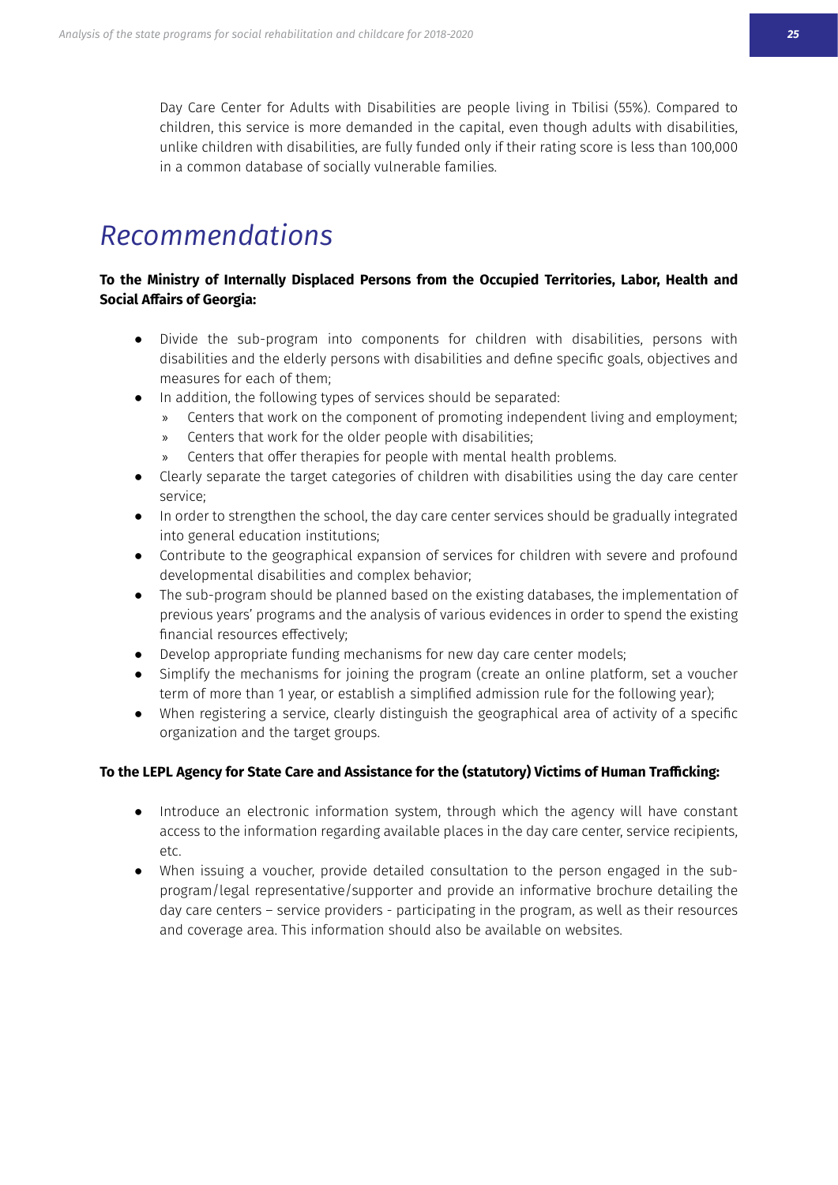Day Care Center for Adults with Disabilities are people living in Tbilisi (55%). Compared to children, this service is more demanded in the capital, even though adults with disabilities, unlike children with disabilities, are fully funded only if their rating score is less than 100,000 in a common database of socially vulnerable families.

# *Recommendations*

**To the Ministry of Internally Displaced Persons from the Occupied Territories, Labor, Health and Social Affairs of Georgia:**

- Divide the sub-program into components for children with disabilities, persons with disabilities and the elderly persons with disabilities and define specific goals, objectives and measures for each of them;
- In addition, the following types of services should be separated:
  - Centers that work on the component of promoting independent living and employment;
  - Centers that work for the older people with disabilities;
  - Centers that offer therapies for people with mental health problems.
- Clearly separate the target categories of children with disabilities using the day care center service;
- In order to strengthen the school, the day care center services should be gradually integrated into general education institutions;
- Contribute to the geographical expansion of services for children with severe and profound developmental disabilities and complex behavior;
- The sub-program should be planned based on the existing databases, the implementation of previous years' programs and the analysis of various evidences in order to spend the existing financial resources effectively;
- Develop appropriate funding mechanisms for new day care center models;
- Simplify the mechanisms for joining the program (create an online platform, set a voucher term of more than 1 year, or establish a simplified admission rule for the following year);
- When registering a service, clearly distinguish the geographical area of activity of a specific organization and the target groups.

**To the LEPL Agency for State Care and Assistance for the (statutory) Victims of Human Trafficking:**

- Introduce an electronic information system, through which the agency will have constant access to the information regarding available places in the day care center, service recipients, etc.
- When issuing a voucher, provide detailed consultation to the person engaged in the sub-program/legal representative/supporter and provide an informative brochure detailing the day care centers – service providers - participating in the program, as well as their resources and coverage area. This information should also be available on websites.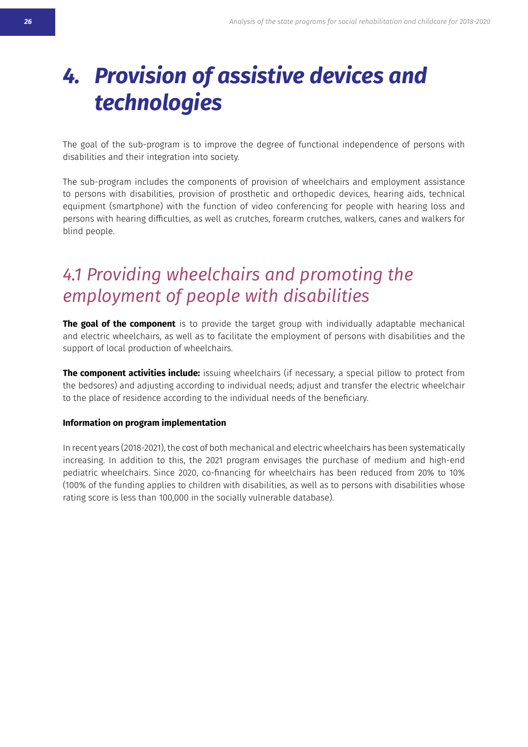# 4. Provision of assistive devices and technologies

The goal of the sub-program is to improve the degree of functional independence of persons with disabilities and their integration into society.

The sub-program includes the components of provision of wheelchairs and employment assistance to persons with disabilities, provision of prosthetic and orthopedic devices, hearing aids, technical equipment (smartphone) with the function of video conferencing for people with hearing loss and persons with hearing difficulties, as well as crutches, forearm crutches, walkers, canes and walkers for blind people.

## 4.1 Providing wheelchairs and promoting the employment of people with disabilities

**The goal of the component** is to provide the target group with individually adaptable mechanical and electric wheelchairs, as well as to facilitate the employment of persons with disabilities and the support of local production of wheelchairs.

**The component activities include:** issuing wheelchairs (if necessary, a special pillow to protect from the bedsores) and adjusting according to individual needs; adjust and transfer the electric wheelchair to the place of residence according to the individual needs of the beneficiary.

**Information on program implementation**

In recent years (2018-2021), the cost of both mechanical and electric wheelchairs has been systematically increasing. In addition to this, the 2021 program envisages the purchase of medium and high-end pediatric wheelchairs. Since 2020, co-financing for wheelchairs has been reduced from 20% to 10% (100% of the funding applies to children with disabilities, as well as to persons with disabilities whose rating score is less than 100,000 in the socially vulnerable database).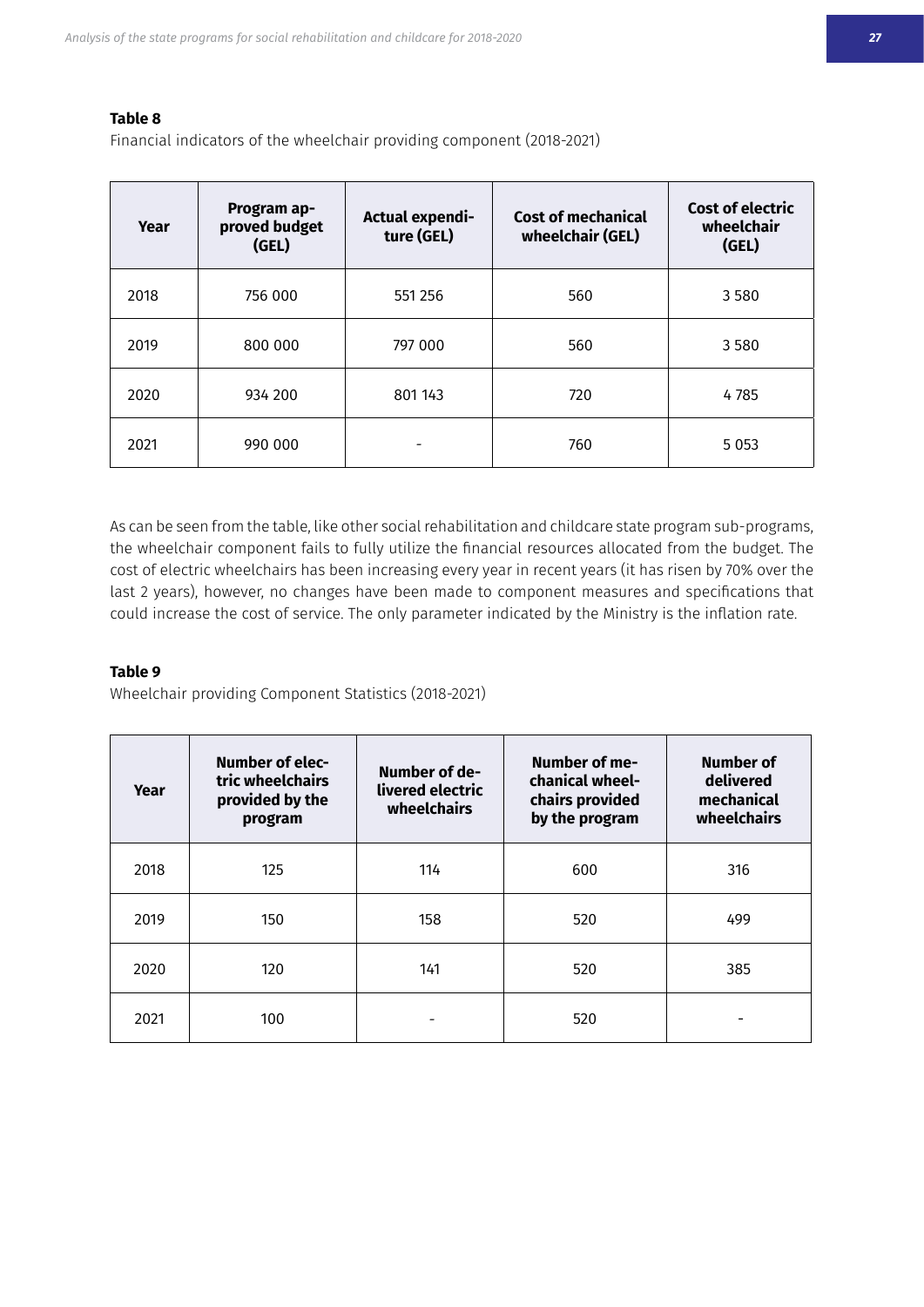**Table 8**

Financial indicators of the wheelchair providing component (2018-2021)

| Year | Program approved budget (GEL) | Actual expenditure (GEL) | Cost of mechanical wheelchair (GEL) | Cost of electric wheelchair (GEL) |
|---|---|---|---|---|
| 2018 | 756 000 | 551 256 | 560 | 3 580 |
| 2019 | 800 000 | 797 000 | 560 | 3 580 |
| 2020 | 934 200 | 801 143 | 720 | 4 785 |
| 2021 | 990 000 | - | 760 | 5 053 |

As can be seen from the table, like other social rehabilitation and childcare state program sub-programs, the wheelchair component fails to fully utilize the financial resources allocated from the budget. The cost of electric wheelchairs has been increasing every year in recent years (it has risen by 70% over the last 2 years), however, no changes have been made to component measures and specifications that could increase the cost of service. The only parameter indicated by the Ministry is the inflation rate.

**Table 9**

Wheelchair providing Component Statistics (2018-2021)

| Year | Number of electric wheelchairs provided by the program | Number of delivered electric wheelchairs | Number of mechanical wheelchairs provided by the program | Number of delivered mechanical wheelchairs |
|---|---|---|---|---|
| 2018 | 125 | 114 | 600 | 316 |
| 2019 | 150 | 158 | 520 | 499 |
| 2020 | 120 | 141 | 520 | 385 |
| 2021 | 100 | - | 520 | - |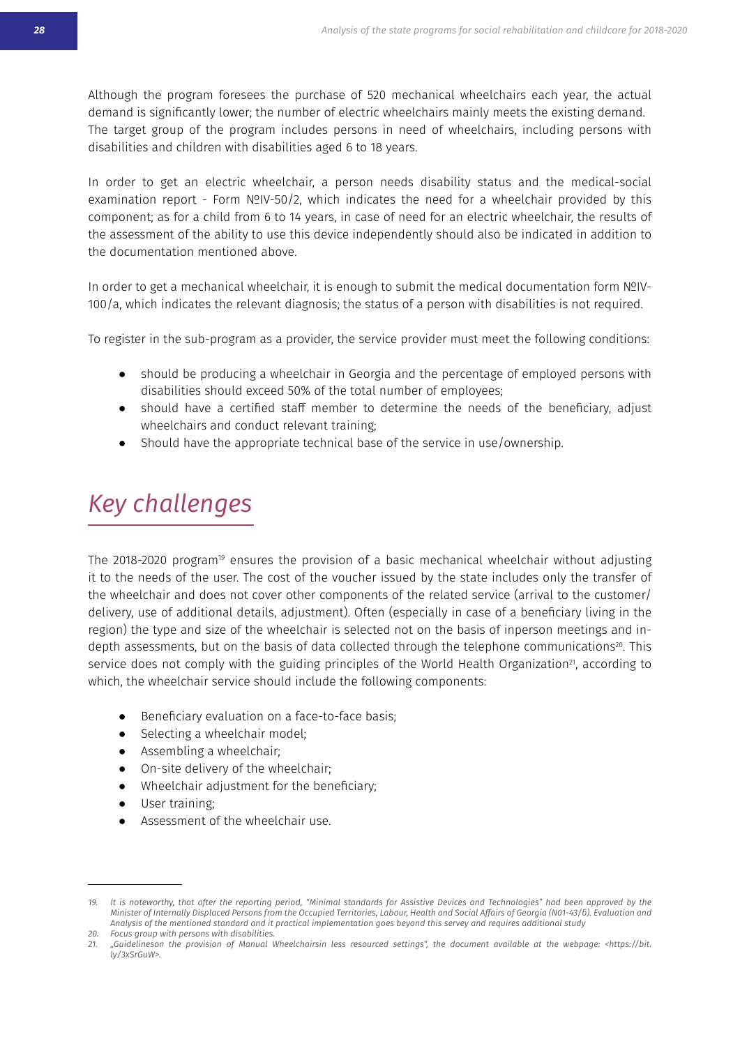Although the program foresees the purchase of 520 mechanical wheelchairs each year, the actual demand is significantly lower; the number of electric wheelchairs mainly meets the existing demand. The target group of the program includes persons in need of wheelchairs, including persons with disabilities and children with disabilities aged 6 to 18 years.

In order to get an electric wheelchair, a person needs disability status and the medical-social examination report - Form №IV-50/2, which indicates the need for a wheelchair provided by this component; as for a child from 6 to 14 years, in case of need for an electric wheelchair, the results of the assessment of the ability to use this device independently should also be indicated in addition to the documentation mentioned above.

In order to get a mechanical wheelchair, it is enough to submit the medical documentation form №IV-100/a, which indicates the relevant diagnosis; the status of a person with disabilities is not required.

To register in the sub-program as a provider, the service provider must meet the following conditions:

- should be producing a wheelchair in Georgia and the percentage of employed persons with disabilities should exceed 50% of the total number of employees;
- should have a certified staff member to determine the needs of the beneficiary, adjust wheelchairs and conduct relevant training;
- Should have the appropriate technical base of the service in use/ownership.

## *Key challenges*

The 2018-2020 program[19] ensures the provision of a basic mechanical wheelchair without adjusting it to the needs of the user. The cost of the voucher issued by the state includes only the transfer of the wheelchair and does not cover other components of the related service (arrival to the customer/delivery, use of additional details, adjustment). Often (especially in case of a beneficiary living in the region) the type and size of the wheelchair is selected not on the basis of inperson meetings and in-depth assessments, but on the basis of data collected through the telephone communications[20]. This service does not comply with the guiding principles of the World Health Organization[21], according to which, the wheelchair service should include the following components:

- Beneficiary evaluation on a face-to-face basis;
- Selecting a wheelchair model;
- Assembling a wheelchair;
- On-site delivery of the wheelchair;
- Wheelchair adjustment for the beneficiary;
- User training;
- Assessment of the wheelchair use.

---

*19. It is noteworthy, that after the reporting period, "Minimal standards for Assistive Devices and Technologies" had been approved by the Minister of Internally Displaced Persons from the Occupied Territories, Labour, Health and Social Affairs of Georgia (N01-43/ნ). Evaluation and Analysis of the mentioned standard and it practical implementation goes beyond this servey and requires additional study*

*20. Focus group with persons with disabilities.*

*21. „Guidelineson the provision of Manual Wheelchairsin less resourced settings", the document available at the webpage: <https://bit.ly/3xSrGuW>.*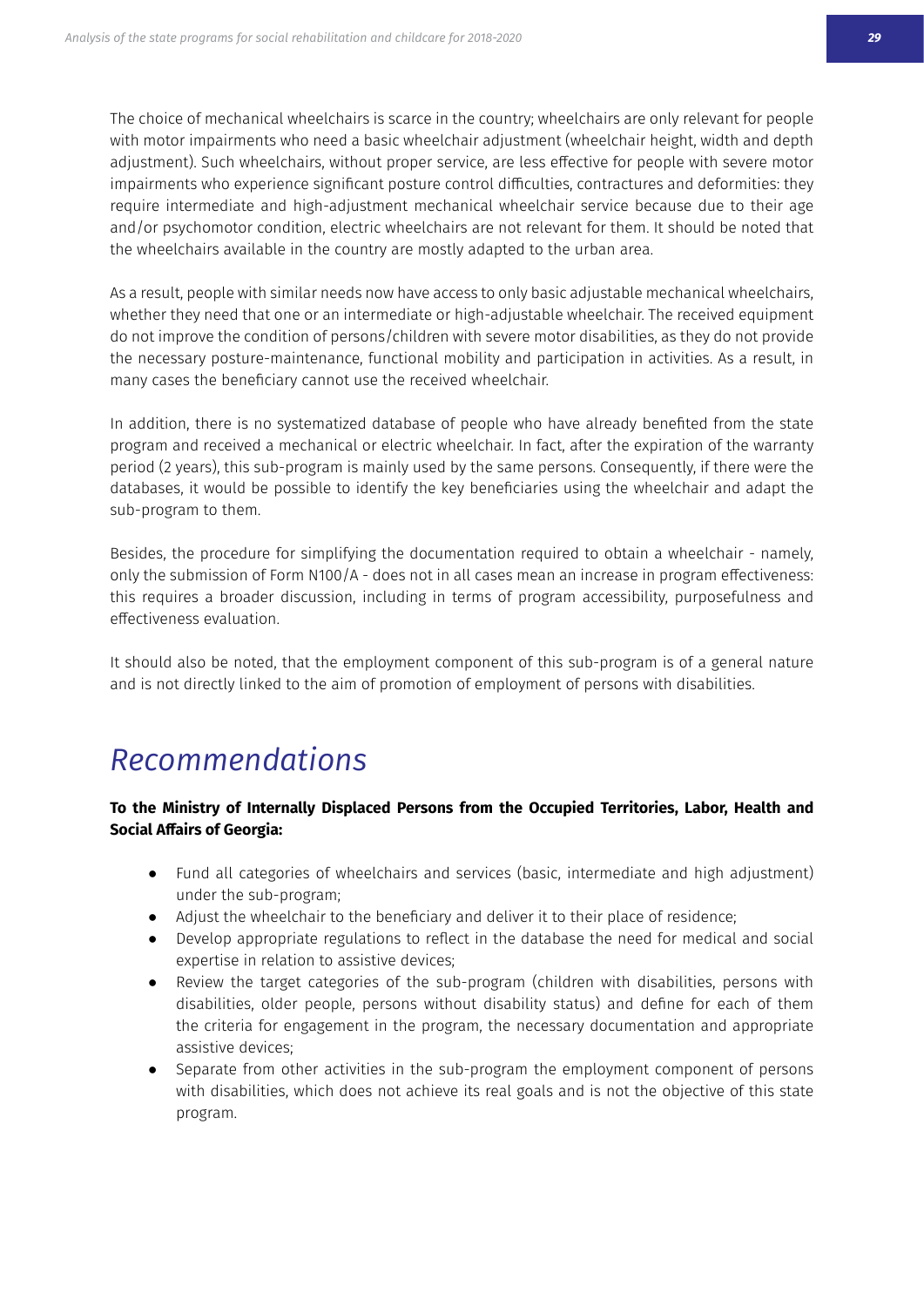The choice of mechanical wheelchairs is scarce in the country; wheelchairs are only relevant for people with motor impairments who need a basic wheelchair adjustment (wheelchair height, width and depth adjustment). Such wheelchairs, without proper service, are less effective for people with severe motor impairments who experience significant posture control difficulties, contractures and deformities: they require intermediate and high-adjustment mechanical wheelchair service because due to their age and/or psychomotor condition, electric wheelchairs are not relevant for them. It should be noted that the wheelchairs available in the country are mostly adapted to the urban area.

As a result, people with similar needs now have access to only basic adjustable mechanical wheelchairs, whether they need that one or an intermediate or high-adjustable wheelchair. The received equipment do not improve the condition of persons/children with severe motor disabilities, as they do not provide the necessary posture-maintenance, functional mobility and participation in activities. As a result, in many cases the beneficiary cannot use the received wheelchair.

In addition, there is no systematized database of people who have already benefited from the state program and received a mechanical or electric wheelchair. In fact, after the expiration of the warranty period (2 years), this sub-program is mainly used by the same persons. Consequently, if there were the databases, it would be possible to identify the key beneficiaries using the wheelchair and adapt the sub-program to them.

Besides, the procedure for simplifying the documentation required to obtain a wheelchair - namely, only the submission of Form N100/A - does not in all cases mean an increase in program effectiveness: this requires a broader discussion, including in terms of program accessibility, purposefulness and effectiveness evaluation.

It should also be noted, that the employment component of this sub-program is of a general nature and is not directly linked to the aim of promotion of employment of persons with disabilities.

# *Recommendations*

**To the Ministry of Internally Displaced Persons from the Occupied Territories, Labor, Health and Social Affairs of Georgia:**

- Fund all categories of wheelchairs and services (basic, intermediate and high adjustment) under the sub-program;
- Adjust the wheelchair to the beneficiary and deliver it to their place of residence;
- Develop appropriate regulations to reflect in the database the need for medical and social expertise in relation to assistive devices;
- Review the target categories of the sub-program (children with disabilities, persons with disabilities, older people, persons without disability status) and define for each of them the criteria for engagement in the program, the necessary documentation and appropriate assistive devices;
- Separate from other activities in the sub-program the employment component of persons with disabilities, which does not achieve its real goals and is not the objective of this state program.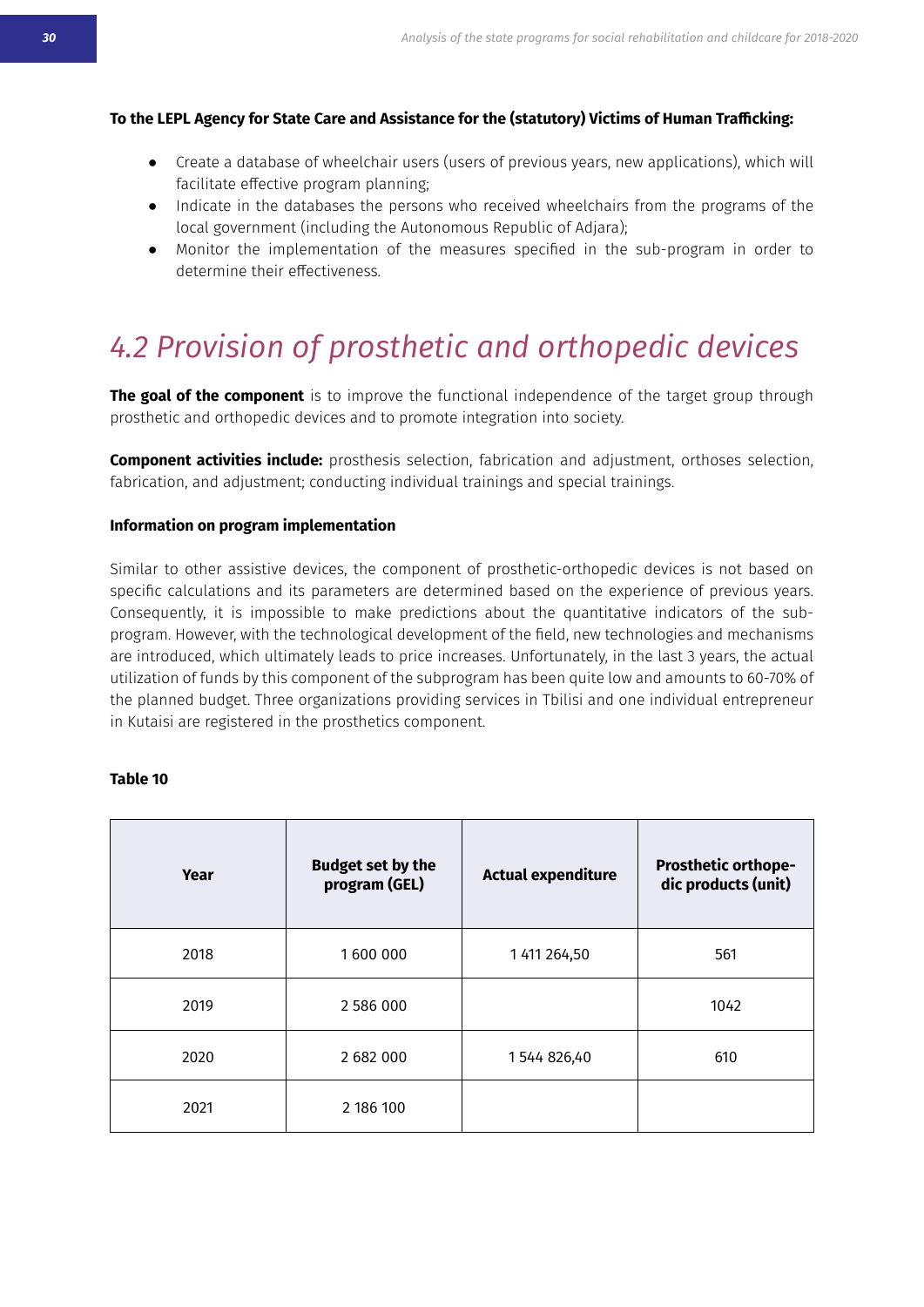**To the LEPL Agency for State Care and Assistance for the (statutory) Victims of Human Trafficking:**

- Create a database of wheelchair users (users of previous years, new applications), which will facilitate effective program planning;
- Indicate in the databases the persons who received wheelchairs from the programs of the local government (including the Autonomous Republic of Adjara);
- Monitor the implementation of the measures specified in the sub-program in order to determine their effectiveness.

## *4.2 Provision of prosthetic and orthopedic devices*

**The goal of the component** is to improve the functional independence of the target group through prosthetic and orthopedic devices and to promote integration into society.

**Component activities include:** prosthesis selection, fabrication and adjustment, orthoses selection, fabrication, and adjustment; conducting individual trainings and special trainings.

**Information on program implementation**

Similar to other assistive devices, the component of prosthetic-orthopedic devices is not based on specific calculations and its parameters are determined based on the experience of previous years. Consequently, it is impossible to make predictions about the quantitative indicators of the sub-program. However, with the technological development of the field, new technologies and mechanisms are introduced, which ultimately leads to price increases. Unfortunately, in the last 3 years, the actual utilization of funds by this component of the subprogram has been quite low and amounts to 60-70% of the planned budget. Three organizations providing services in Tbilisi and one individual entrepreneur in Kutaisi are registered in the prosthetics component.

**Table 10**

| Year | Budget set by the program (GEL) | Actual expenditure | Prosthetic orthopedic products (unit) |
|---|---|---|---|
| 2018 | 1 600 000 | 1 411 264,50 | 561 |
| 2019 | 2 586 000 | | 1042 |
| 2020 | 2 682 000 | 1 544 826,40 | 610 |
| 2021 | 2 186 100 | | |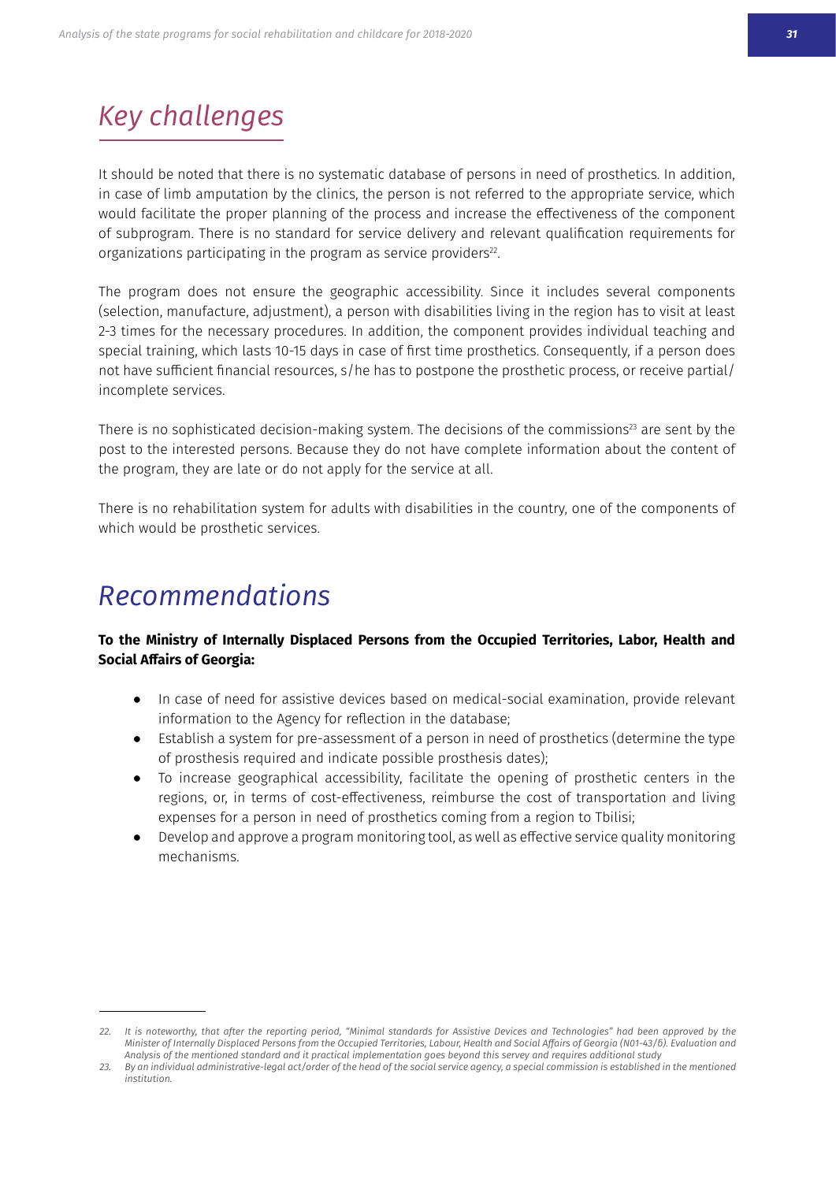## Key challenges

It should be noted that there is no systematic database of persons in need of prosthetics. In addition, in case of limb amputation by the clinics, the person is not referred to the appropriate service, which would facilitate the proper planning of the process and increase the effectiveness of the component of subprogram. There is no standard for service delivery and relevant qualification requirements for organizations participating in the program as service providers[22].

The program does not ensure the geographic accessibility. Since it includes several components (selection, manufacture, adjustment), a person with disabilities living in the region has to visit at least 2-3 times for the necessary procedures. In addition, the component provides individual teaching and special training, which lasts 10-15 days in case of first time prosthetics. Consequently, if a person does not have sufficient financial resources, s/he has to postpone the prosthetic process, or receive partial/ incomplete services.

There is no sophisticated decision-making system. The decisions of the commissions[23] are sent by the post to the interested persons. Because they do not have complete information about the content of the program, they are late or do not apply for the service at all.

There is no rehabilitation system for adults with disabilities in the country, one of the components of which would be prosthetic services.

## Recommendations

**To the Ministry of Internally Displaced Persons from the Occupied Territories, Labor, Health and Social Affairs of Georgia:**

- In case of need for assistive devices based on medical-social examination, provide relevant information to the Agency for reflection in the database;
- Establish a system for pre-assessment of a person in need of prosthetics (determine the type of prosthesis required and indicate possible prosthesis dates);
- To increase geographical accessibility, facilitate the opening of prosthetic centers in the regions, or, in terms of cost-effectiveness, reimburse the cost of transportation and living expenses for a person in need of prosthetics coming from a region to Tbilisi;
- Develop and approve a program monitoring tool, as well as effective service quality monitoring mechanisms.

---

*22. It is noteworthy, that after the reporting period, "Minimal standards for Assistive Devices and Technologies" had been approved by the Minister of Internally Displaced Persons from the Occupied Territories, Labour, Health and Social Affairs of Georgia (N01-43/б). Evaluation and Analysis of the mentioned standard and it practical implementation goes beyond this servey and requires additional study*

*23. By an individual administrative-legal act/order of the head of the social service agency, a special commission is established in the mentioned institution.*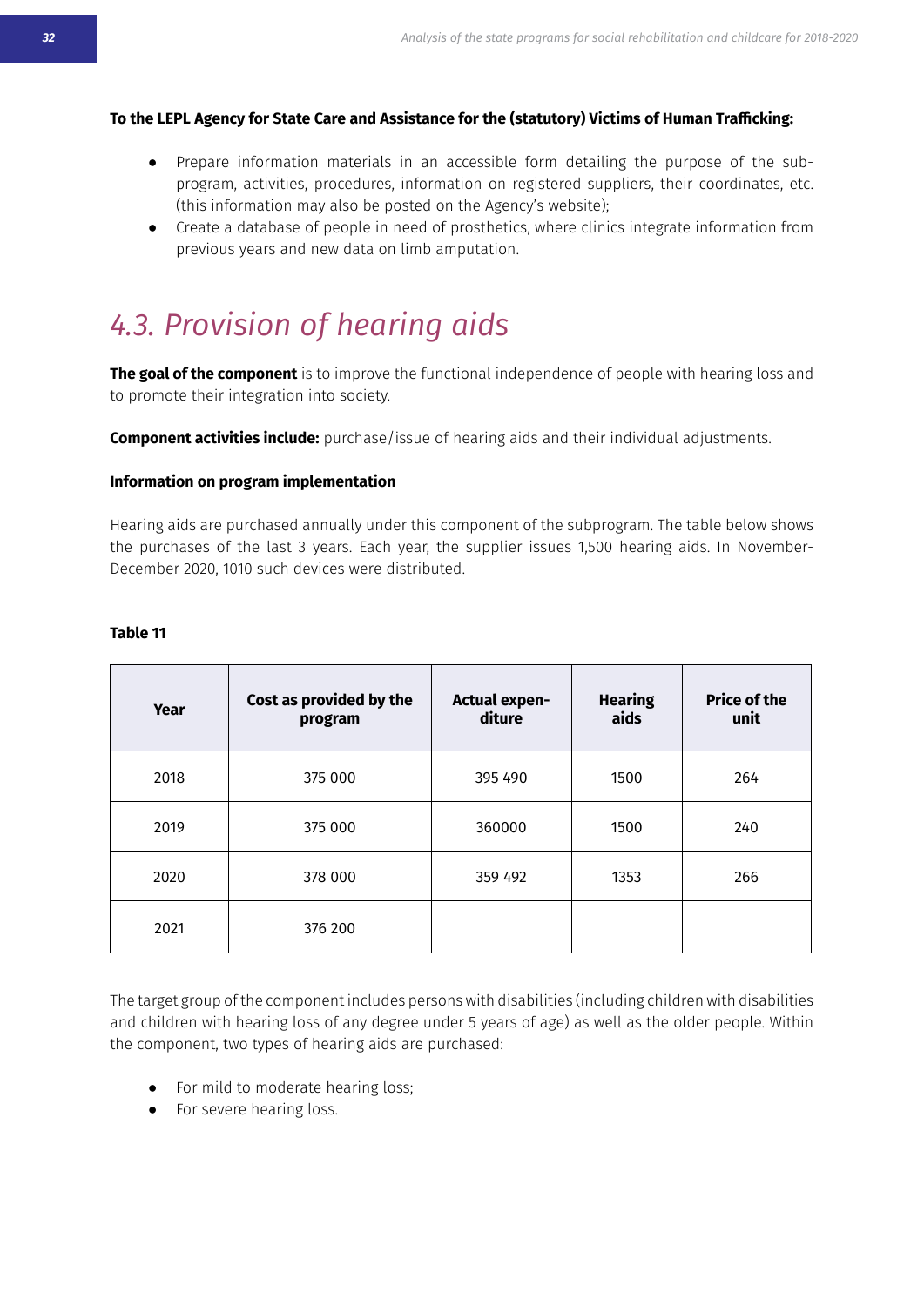**To the LEPL Agency for State Care and Assistance for the (statutory) Victims of Human Trafficking:**

- Prepare information materials in an accessible form detailing the purpose of the sub-program, activities, procedures, information on registered suppliers, their coordinates, etc. (this information may also be posted on the Agency's website);
- Create a database of people in need of prosthetics, where clinics integrate information from previous years and new data on limb amputation.

## *4.3. Provision of hearing aids*

**The goal of the component** is to improve the functional independence of people with hearing loss and to promote their integration into society.

**Component activities include:** purchase/issue of hearing aids and their individual adjustments.

**Information on program implementation**

Hearing aids are purchased annually under this component of the subprogram. The table below shows the purchases of the last 3 years. Each year, the supplier issues 1,500 hearing aids. In November-December 2020, 1010 such devices were distributed.

**Table 11**

| Year | Cost as provided by the program | Actual expenditure | Hearing aids | Price of the unit |
|---|---|---|---|---|
| 2018 | 375 000 | 395 490 | 1500 | 264 |
| 2019 | 375 000 | 360000 | 1500 | 240 |
| 2020 | 378 000 | 359 492 | 1353 | 266 |
| 2021 | 376 200 | | | |

The target group of the component includes persons with disabilities (including children with disabilities and children with hearing loss of any degree under 5 years of age) as well as the older people. Within the component, two types of hearing aids are purchased:

- For mild to moderate hearing loss;
- For severe hearing loss.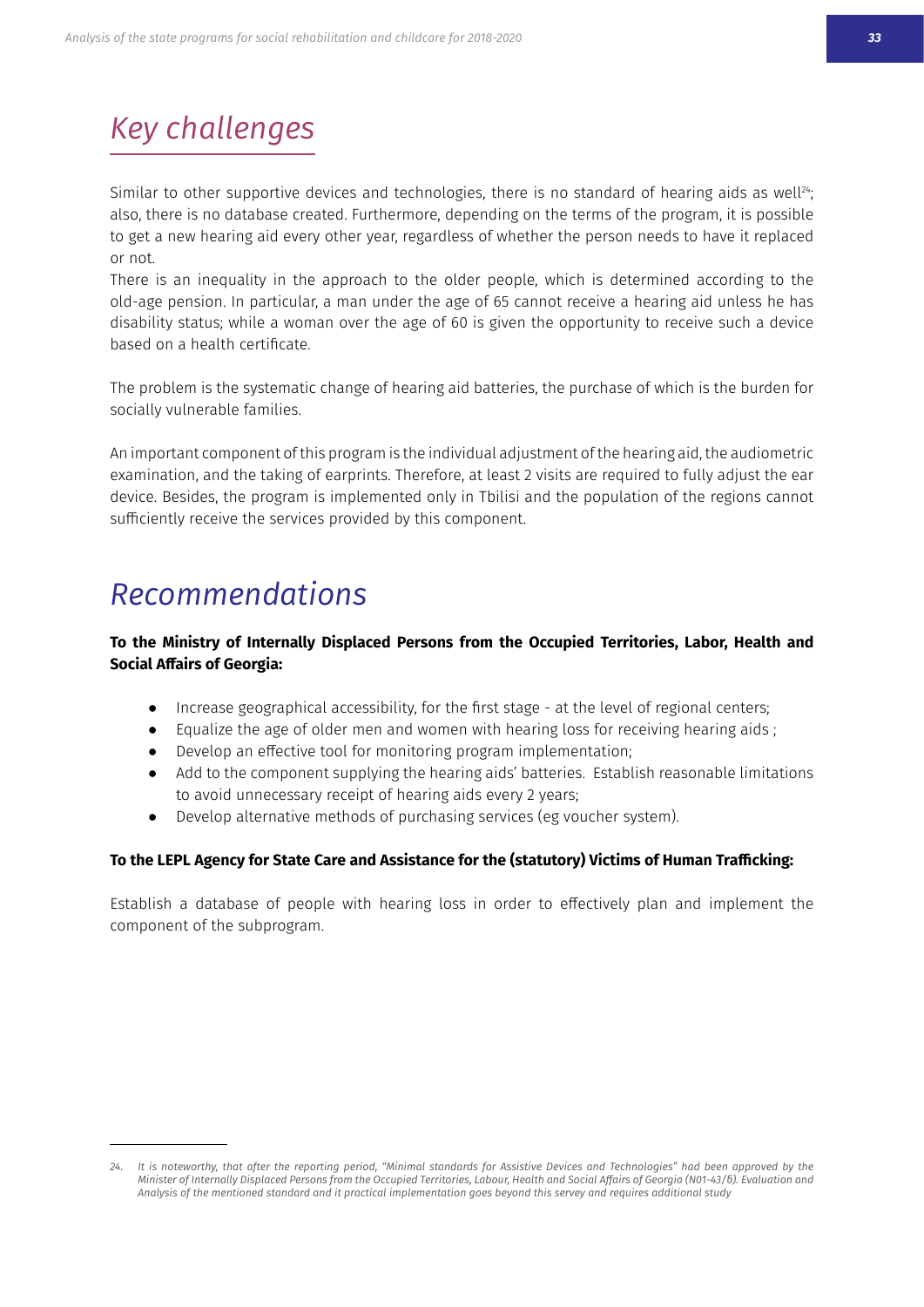## *Key challenges*

Similar to other supportive devices and technologies, there is no standard of hearing aids as well[24]; also, there is no database created. Furthermore, depending on the terms of the program, it is possible to get a new hearing aid every other year, regardless of whether the person needs to have it replaced or not.

There is an inequality in the approach to the older people, which is determined according to the old-age pension. In particular, a man under the age of 65 cannot receive a hearing aid unless he has disability status; while a woman over the age of 60 is given the opportunity to receive such a device based on a health certificate.

The problem is the systematic change of hearing aid batteries, the purchase of which is the burden for socially vulnerable families.

An important component of this program is the individual adjustment of the hearing aid, the audiometric examination, and the taking of earprints. Therefore, at least 2 visits are required to fully adjust the ear device. Besides, the program is implemented only in Tbilisi and the population of the regions cannot sufficiently receive the services provided by this component.

## *Recommendations*

**To the Ministry of Internally Displaced Persons from the Occupied Territories, Labor, Health and Social Affairs of Georgia:**

- Increase geographical accessibility, for the first stage - at the level of regional centers;
- Equalize the age of older men and women with hearing loss for receiving hearing aids ;
- Develop an effective tool for monitoring program implementation;
- Add to the component supplying the hearing aids' batteries. Establish reasonable limitations to avoid unnecessary receipt of hearing aids every 2 years;
- Develop alternative methods of purchasing services (eg voucher system).

**To the LEPL Agency for State Care and Assistance for the (statutory) Victims of Human Trafficking:**

Establish a database of people with hearing loss in order to effectively plan and implement the component of the subprogram.

---

24. *It is noteworthy, that after the reporting period, "Minimal standards for Assistive Devices and Technologies" had been approved by the Minister of Internally Displaced Persons from the Occupied Territories, Labour, Health and Social Affairs of Georgia (N01-43/б). Evaluation and Analysis of the mentioned standard and it practical implementation goes beyond this servey and requires additional study*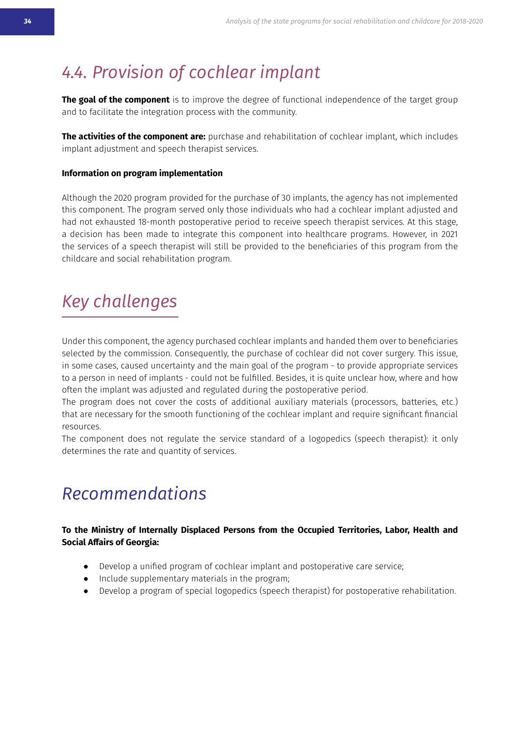## 4.4. Provision of cochlear implant

**The goal of the component** is to improve the degree of functional independence of the target group and to facilitate the integration process with the community.

**The activities of the component are:** purchase and rehabilitation of cochlear implant, which includes implant adjustment and speech therapist services.

**Information on program implementation**

Although the 2020 program provided for the purchase of 30 implants, the agency has not implemented this component. The program served only those individuals who had a cochlear implant adjusted and had not exhausted 18-month postoperative period to receive speech therapist services. At this stage, a decision has been made to integrate this component into healthcare programs. However, in 2021 the services of a speech therapist will still be provided to the beneficiaries of this program from the childcare and social rehabilitation program.

## Key challenges

Under this component, the agency purchased cochlear implants and handed them over to beneficiaries selected by the commission. Consequently, the purchase of cochlear did not cover surgery. This issue, in some cases, caused uncertainty and the main goal of the program - to provide appropriate services to a person in need of implants - could not be fulfilled. Besides, it is quite unclear how, where and how often the implant was adjusted and regulated during the postoperative period.

The program does not cover the costs of additional auxiliary materials (processors, batteries, etc.) that are necessary for the smooth functioning of the cochlear implant and require significant financial resources.

The component does not regulate the service standard of a logopedics (speech therapist): it only determines the rate and quantity of services.

## Recommendations

**To the Ministry of Internally Displaced Persons from the Occupied Territories, Labor, Health and Social Affairs of Georgia:**

- Develop a unified program of cochlear implant and postoperative care service;
- Include supplementary materials in the program;
- Develop a program of special logopedics (speech therapist) for postoperative rehabilitation.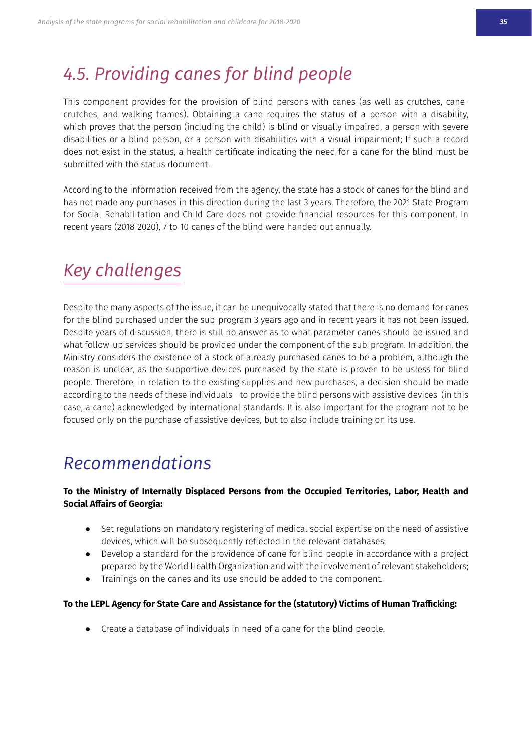## 4.5. Providing canes for blind people

This component provides for the provision of blind persons with canes (as well as crutches, cane-crutches, and walking frames). Obtaining a cane requires the status of a person with a disability, which proves that the person (including the child) is blind or visually impaired, a person with severe disabilities or a blind person, or a person with disabilities with a visual impairment; If such a record does not exist in the status, a health certificate indicating the need for a cane for the blind must be submitted with the status document.

According to the information received from the agency, the state has a stock of canes for the blind and has not made any purchases in this direction during the last 3 years. Therefore, the 2021 State Program for Social Rehabilitation and Child Care does not provide financial resources for this component. In recent years (2018-2020), 7 to 10 canes of the blind were handed out annually.

## Key challenges

Despite the many aspects of the issue, it can be unequivocally stated that there is no demand for canes for the blind purchased under the sub-program 3 years ago and in recent years it has not been issued. Despite years of discussion, there is still no answer as to what parameter canes should be issued and what follow-up services should be provided under the component of the sub-program. In addition, the Ministry considers the existence of a stock of already purchased canes to be a problem, although the reason is unclear, as the supportive devices purchased by the state is proven to be usless for blind people. Therefore, in relation to the existing supplies and new purchases, a decision should be made according to the needs of these individuals - to provide the blind persons with assistive devices (in this case, a cane) acknowledged by international standards. It is also important for the program not to be focused only on the purchase of assistive devices, but to also include training on its use.

## Recommendations

**To the Ministry of Internally Displaced Persons from the Occupied Territories, Labor, Health and Social Affairs of Georgia:**

- Set regulations on mandatory registering of medical social expertise on the need of assistive devices, which will be subsequently reflected in the relevant databases;
- Develop a standard for the providence of cane for blind people in accordance with a project prepared by the World Health Organization and with the involvement of relevant stakeholders;
- Trainings on the canes and its use should be added to the component.

**To the LEPL Agency for State Care and Assistance for the (statutory) Victims of Human Trafficking:**

- Create a database of individuals in need of a cane for the blind people.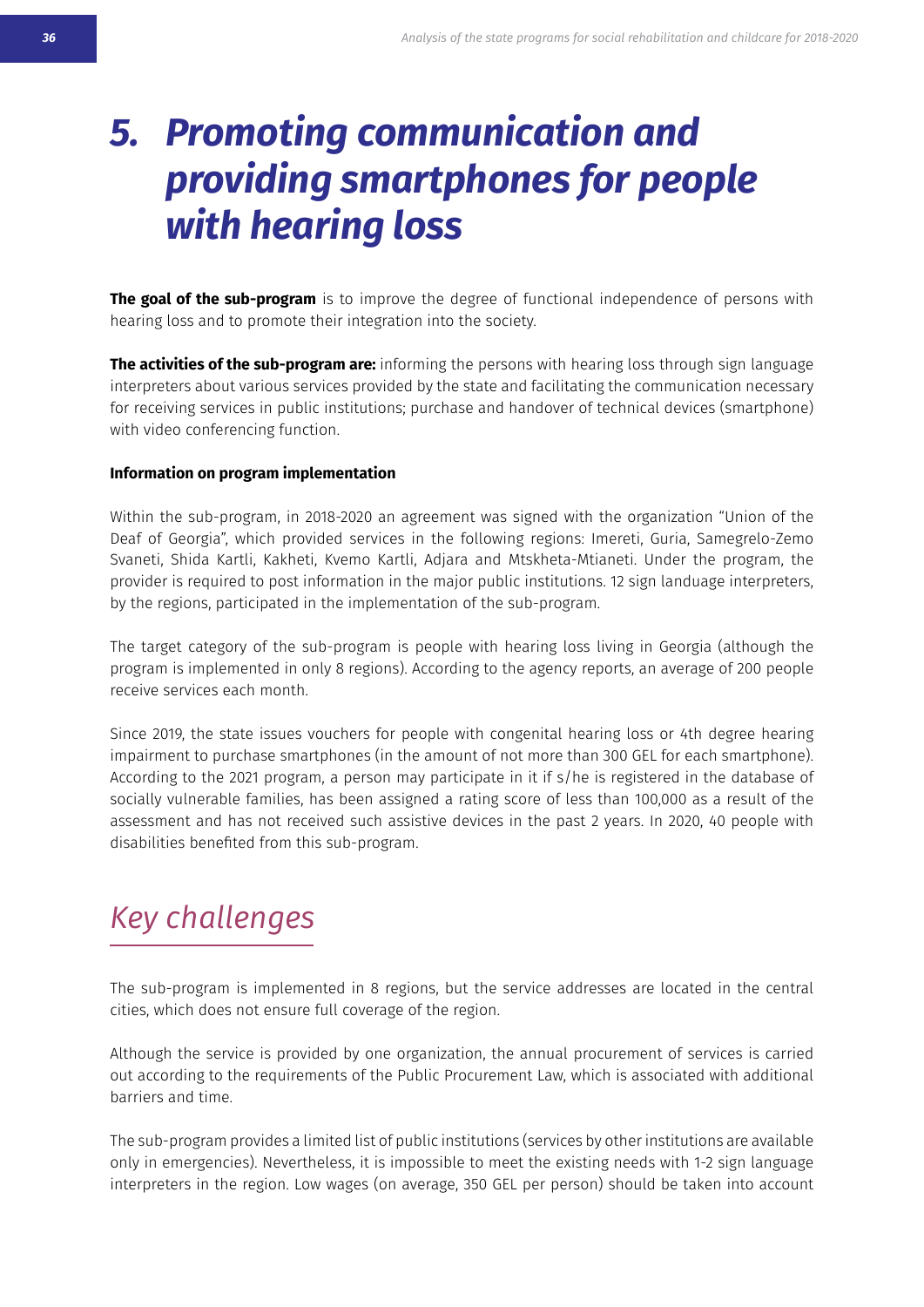# 5. Promoting communication and providing smartphones for people with hearing loss

**The goal of the sub-program** is to improve the degree of functional independence of persons with hearing loss and to promote their integration into the society.

**The activities of the sub-program are:** informing the persons with hearing loss through sign language interpreters about various services provided by the state and facilitating the communication necessary for receiving services in public institutions; purchase and handover of technical devices (smartphone) with video conferencing function.

**Information on program implementation**

Within the sub-program, in 2018-2020 an agreement was signed with the organization "Union of the Deaf of Georgia", which provided services in the following regions: Imereti, Guria, Samegrelo-Zemo Svaneti, Shida Kartli, Kakheti, Kvemo Kartli, Adjara and Mtskheta-Mtianeti. Under the program, the provider is required to post information in the major public institutions. 12 sign landuage interpreters, by the regions, participated in the implementation of the sub-program.

The target category of the sub-program is people with hearing loss living in Georgia (although the program is implemented in only 8 regions). According to the agency reports, an average of 200 people receive services each month.

Since 2019, the state issues vouchers for people with congenital hearing loss or 4th degree hearing impairment to purchase smartphones (in the amount of not more than 300 GEL for each smartphone). According to the 2021 program, a person may participate in it if s/he is registered in the database of socially vulnerable families, has been assigned a rating score of less than 100,000 as a result of the assessment and has not received such assistive devices in the past 2 years. In 2020, 40 people with disabilities benefited from this sub-program.

## *Key challenges*

The sub-program is implemented in 8 regions, but the service addresses are located in the central cities, which does not ensure full coverage of the region.

Although the service is provided by one organization, the annual procurement of services is carried out according to the requirements of the Public Procurement Law, which is associated with additional barriers and time.

The sub-program provides a limited list of public institutions (services by other institutions are available only in emergencies). Nevertheless, it is impossible to meet the existing needs with 1-2 sign language interpreters in the region. Low wages (on average, 350 GEL per person) should be taken into account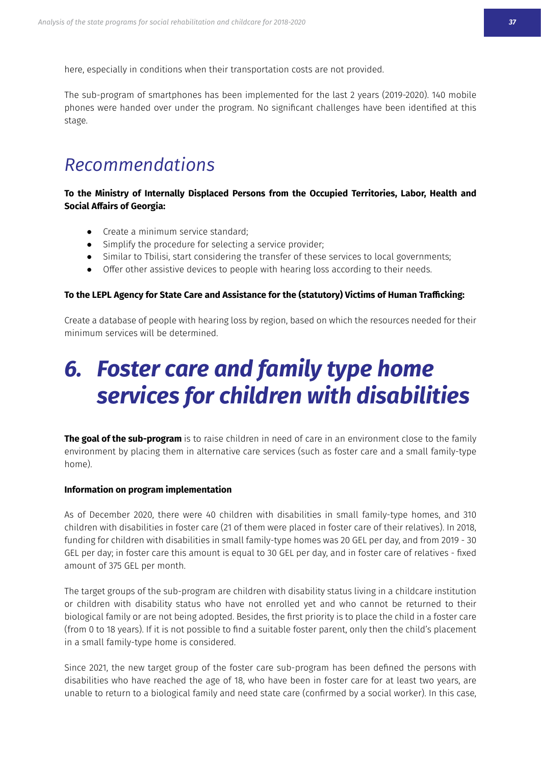here, especially in conditions when their transportation costs are not provided.

The sub-program of smartphones has been implemented for the last 2 years (2019-2020). 140 mobile phones were handed over under the program. No significant challenges have been identified at this stage.

## *Recommendations*

**To the Ministry of Internally Displaced Persons from the Occupied Territories, Labor, Health and Social Affairs of Georgia:**

- Create a minimum service standard;
- Simplify the procedure for selecting a service provider;
- Similar to Tbilisi, start considering the transfer of these services to local governments;
- Offer other assistive devices to people with hearing loss according to their needs.

**To the LEPL Agency for State Care and Assistance for the (statutory) Victims of Human Trafficking:**

Create a database of people with hearing loss by region, based on which the resources needed for their minimum services will be determined.

# *6. Foster care and family type home services for children with disabilities*

**The goal of the sub-program** is to raise children in need of care in an environment close to the family environment by placing them in alternative care services (such as foster care and a small family-type home).

**Information on program implementation**

As of December 2020, there were 40 children with disabilities in small family-type homes, and 310 children with disabilities in foster care (21 of them were placed in foster care of their relatives). In 2018, funding for children with disabilities in small family-type homes was 20 GEL per day, and from 2019 - 30 GEL per day; in foster care this amount is equal to 30 GEL per day, and in foster care of relatives - fixed amount of 375 GEL per month.

The target groups of the sub-program are children with disability status living in a childcare institution or children with disability status who have not enrolled yet and who cannot be returned to their biological family or are not being adopted. Besides, the first priority is to place the child in a foster care (from 0 to 18 years). If it is not possible to find a suitable foster parent, only then the child's placement in a small family-type home is considered.

Since 2021, the new target group of the foster care sub-program has been defined the persons with disabilities who have reached the age of 18, who have been in foster care for at least two years, are unable to return to a biological family and need state care (confirmed by a social worker). In this case,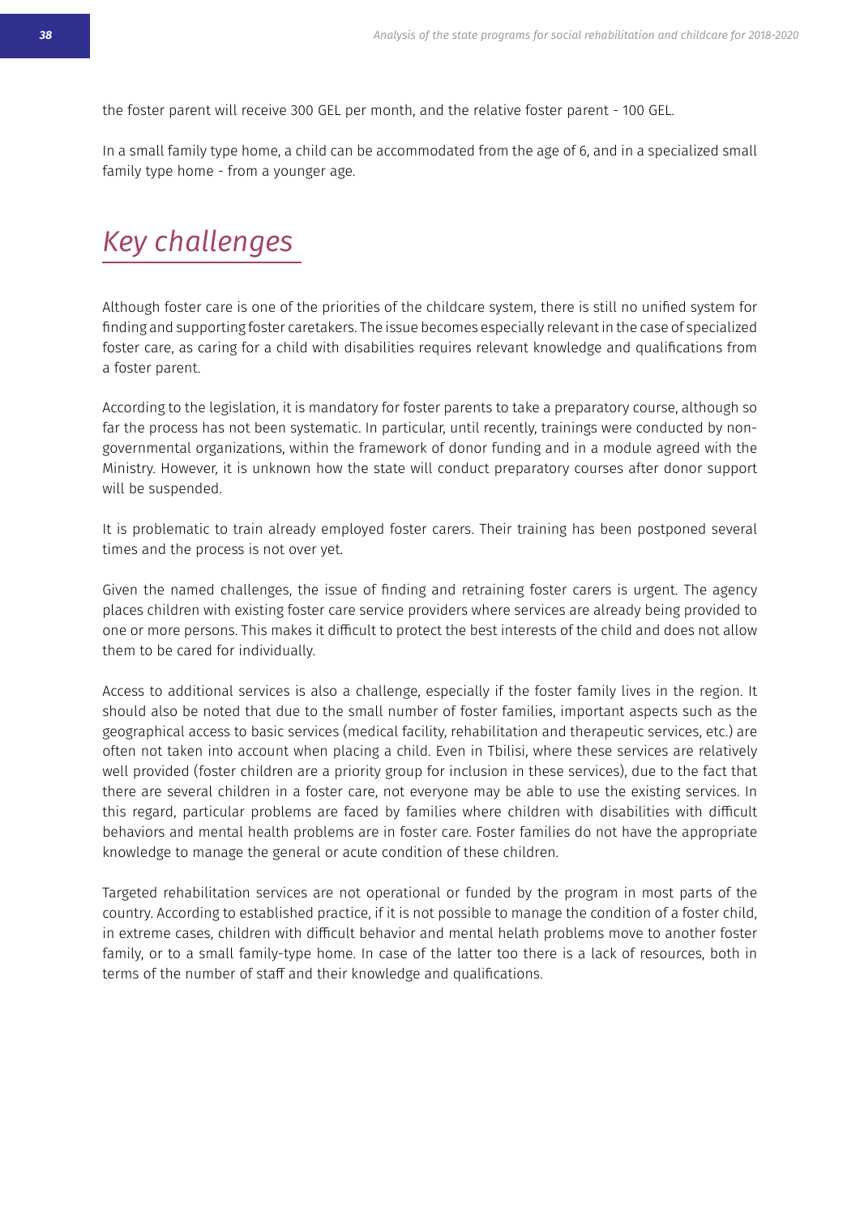the foster parent will receive 300 GEL per month, and the relative foster parent - 100 GEL.

In a small family type home, a child can be accommodated from the age of 6, and in a specialized small family type home - from a younger age.

## *Key challenges*

Although foster care is one of the priorities of the childcare system, there is still no unified system for finding and supporting foster caretakers. The issue becomes especially relevant in the case of specialized foster care, as caring for a child with disabilities requires relevant knowledge and qualifications from a foster parent.

According to the legislation, it is mandatory for foster parents to take a preparatory course, although so far the process has not been systematic. In particular, until recently, trainings were conducted by non-governmental organizations, within the framework of donor funding and in a module agreed with the Ministry. However, it is unknown how the state will conduct preparatory courses after donor support will be suspended.

It is problematic to train already employed foster carers. Their training has been postponed several times and the process is not over yet.

Given the named challenges, the issue of finding and retraining foster carers is urgent. The agency places children with existing foster care service providers where services are already being provided to one or more persons. This makes it difficult to protect the best interests of the child and does not allow them to be cared for individually.

Access to additional services is also a challenge, especially if the foster family lives in the region. It should also be noted that due to the small number of foster families, important aspects such as the geographical access to basic services (medical facility, rehabilitation and therapeutic services, etc.) are often not taken into account when placing a child. Even in Tbilisi, where these services are relatively well provided (foster children are a priority group for inclusion in these services), due to the fact that there are several children in a foster care, not everyone may be able to use the existing services. In this regard, particular problems are faced by families where children with disabilities with difficult behaviors and mental health problems are in foster care. Foster families do not have the appropriate knowledge to manage the general or acute condition of these children.

Targeted rehabilitation services are not operational or funded by the program in most parts of the country. According to established practice, if it is not possible to manage the condition of a foster child, in extreme cases, children with difficult behavior and mental helath problems move to another foster family, or to a small family-type home. In case of the latter too there is a lack of resources, both in terms of the number of staff and their knowledge and qualifications.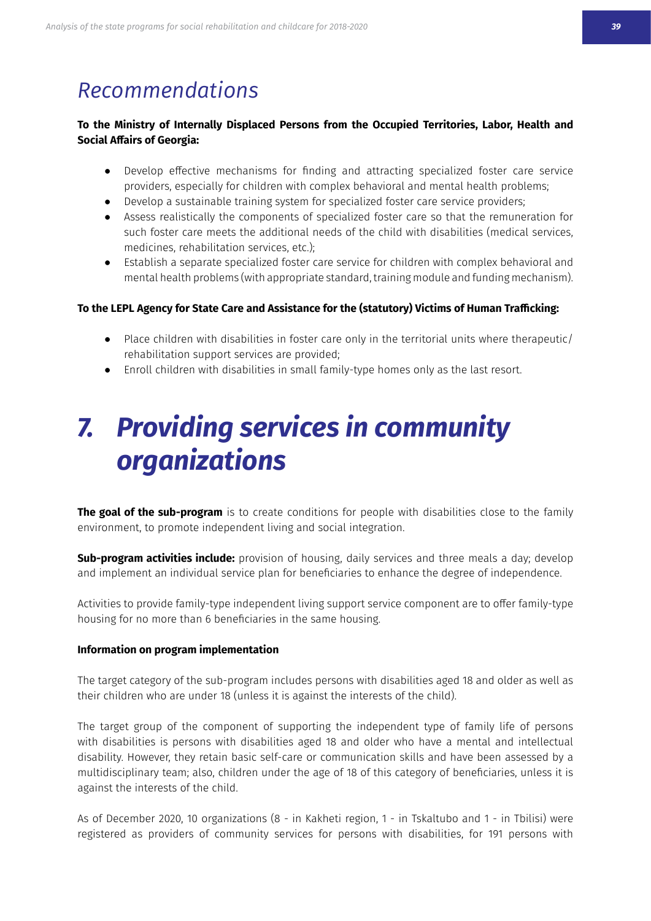## Recommendations

**To the Ministry of Internally Displaced Persons from the Occupied Territories, Labor, Health and Social Affairs of Georgia:**

- Develop effective mechanisms for finding and attracting specialized foster care service providers, especially for children with complex behavioral and mental health problems;
- Develop a sustainable training system for specialized foster care service providers;
- Assess realistically the components of specialized foster care so that the remuneration for such foster care meets the additional needs of the child with disabilities (medical services, medicines, rehabilitation services, etc.);
- Establish a separate specialized foster care service for children with complex behavioral and mental health problems (with appropriate standard, training module and funding mechanism).

**To the LEPL Agency for State Care and Assistance for the (statutory) Victims of Human Trafficking:**

- Place children with disabilities in foster care only in the territorial units where therapeutic/rehabilitation support services are provided;
- Enroll children with disabilities in small family-type homes only as the last resort.

# 7. Providing services in community organizations

**The goal of the sub-program** is to create conditions for people with disabilities close to the family environment, to promote independent living and social integration.

**Sub-program activities include:** provision of housing, daily services and three meals a day; develop and implement an individual service plan for beneficiaries to enhance the degree of independence.

Activities to provide family-type independent living support service component are to offer family-type housing for no more than 6 beneficiaries in the same housing.

**Information on program implementation**

The target category of the sub-program includes persons with disabilities aged 18 and older as well as their children who are under 18 (unless it is against the interests of the child).

The target group of the component of supporting the independent type of family life of persons with disabilities is persons with disabilities aged 18 and older who have a mental and intellectual disability. However, they retain basic self-care or communication skills and have been assessed by a multidisciplinary team; also, children under the age of 18 of this category of beneficiaries, unless it is against the interests of the child.

As of December 2020, 10 organizations (8 - in Kakheti region, 1 - in Tskaltubo and 1 - in Tbilisi) were registered as providers of community services for persons with disabilities, for 191 persons with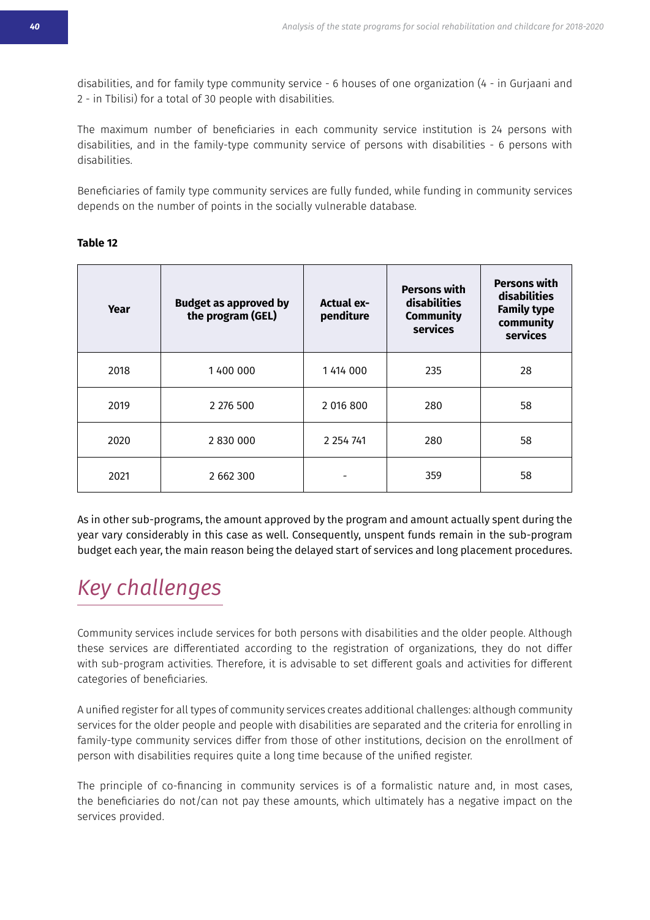disabilities, and for family type community service - 6 houses of one organization (4 - in Gurjaani and 2 - in Tbilisi) for a total of 30 people with disabilities.

The maximum number of beneficiaries in each community service institution is 24 persons with disabilities, and in the family-type community service of persons with disabilities - 6 persons with disabilities.

Beneficiaries of family type community services are fully funded, while funding in community services depends on the number of points in the socially vulnerable database.

**Table 12**

| Year | Budget as approved by the program (GEL) | Actual expenditure | Persons with disabilities Community services | Persons with disabilities Family type community services |
|---|---|---|---|---|
| 2018 | 1 400 000 | 1 414 000 | 235 | 28 |
| 2019 | 2 276 500 | 2 016 800 | 280 | 58 |
| 2020 | 2 830 000 | 2 254 741 | 280 | 58 |
| 2021 | 2 662 300 | - | 359 | 58 |

As in other sub-programs, the amount approved by the program and amount actually spent during the year vary considerably in this case as well. Consequently, unspent funds remain in the sub-program budget each year, the main reason being the delayed start of services and long placement procedures.

## *Key challenges*

Community services include services for both persons with disabilities and the older people. Although these services are differentiated according to the registration of organizations, they do not differ with sub-program activities. Therefore, it is advisable to set different goals and activities for different categories of beneficiaries.

A unified register for all types of community services creates additional challenges: although community services for the older people and people with disabilities are separated and the criteria for enrolling in family-type community services differ from those of other institutions, decision on the enrollment of person with disabilities requires quite a long time because of the unified register.

The principle of co-financing in community services is of a formalistic nature and, in most cases, the beneficiaries do not/can not pay these amounts, which ultimately has a negative impact on the services provided.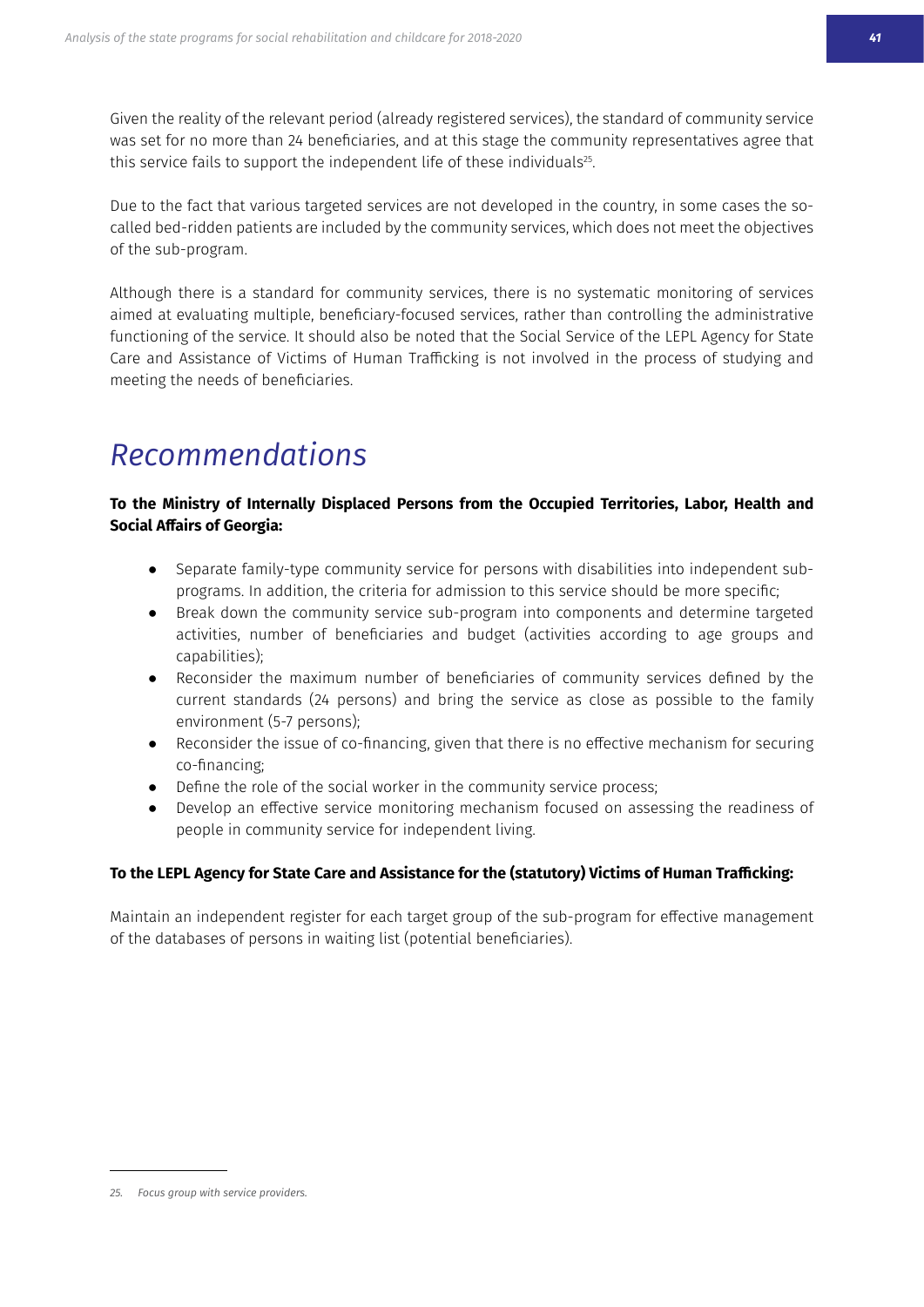Given the reality of the relevant period (already registered services), the standard of community service was set for no more than 24 beneficiaries, and at this stage the community representatives agree that this service fails to support the independent life of these individuals[25].

Due to the fact that various targeted services are not developed in the country, in some cases the so-called bed-ridden patients are included by the community services, which does not meet the objectives of the sub-program.

Although there is a standard for community services, there is no systematic monitoring of services aimed at evaluating multiple, beneficiary-focused services, rather than controlling the administrative functioning of the service. It should also be noted that the Social Service of the LEPL Agency for State Care and Assistance of Victims of Human Trafficking is not involved in the process of studying and meeting the needs of beneficiaries.

# *Recommendations*

**To the Ministry of Internally Displaced Persons from the Occupied Territories, Labor, Health and Social Affairs of Georgia:**

- Separate family-type community service for persons with disabilities into independent sub-programs. In addition, the criteria for admission to this service should be more specific;
- Break down the community service sub-program into components and determine targeted activities, number of beneficiaries and budget (activities according to age groups and capabilities);
- Reconsider the maximum number of beneficiaries of community services defined by the current standards (24 persons) and bring the service as close as possible to the family environment (5-7 persons);
- Reconsider the issue of co-financing, given that there is no effective mechanism for securing co-financing;
- Define the role of the social worker in the community service process;
- Develop an effective service monitoring mechanism focused on assessing the readiness of people in community service for independent living.

**To the LEPL Agency for State Care and Assistance for the (statutory) Victims of Human Trafficking:**

Maintain an independent register for each target group of the sub-program for effective management of the databases of persons in waiting list (potential beneficiaries).

---

*25. Focus group with service providers.*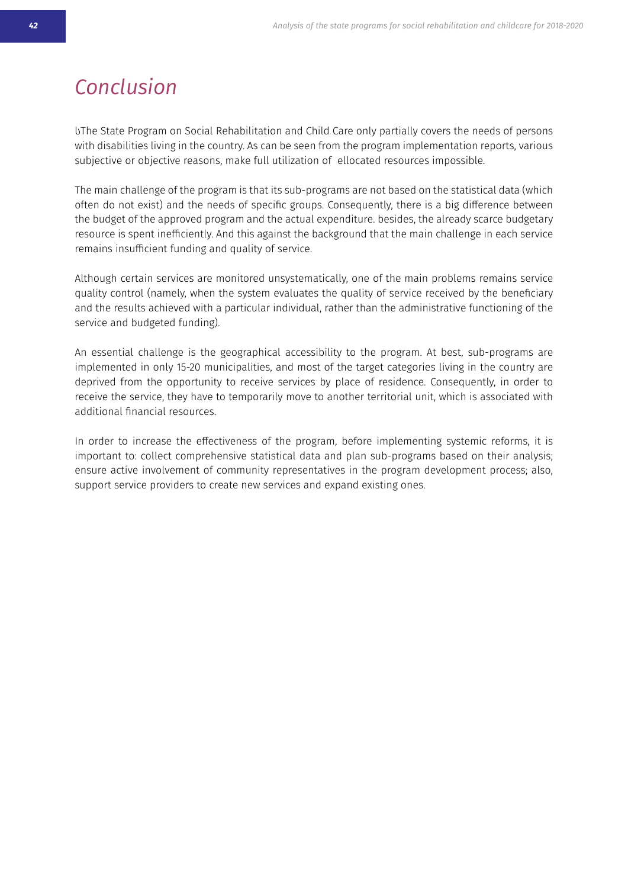# Conclusion

ჲThe State Program on Social Rehabilitation and Child Care only partially covers the needs of persons with disabilities living in the country. As can be seen from the program implementation reports, various subjective or objective reasons, make full utilization of ellocated resources impossible.

The main challenge of the program is that its sub-programs are not based on the statistical data (which often do not exist) and the needs of specific groups. Consequently, there is a big difference between the budget of the approved program and the actual expenditure. besides, the already scarce budgetary resource is spent inefficiently. And this against the background that the main challenge in each service remains insufficient funding and quality of service.

Although certain services are monitored unsystematically, one of the main problems remains service quality control (namely, when the system evaluates the quality of service received by the beneficiary and the results achieved with a particular individual, rather than the administrative functioning of the service and budgeted funding).

An essential challenge is the geographical accessibility to the program. At best, sub-programs are implemented in only 15-20 municipalities, and most of the target categories living in the country are deprived from the opportunity to receive services by place of residence. Consequently, in order to receive the service, they have to temporarily move to another territorial unit, which is associated with additional financial resources.

In order to increase the effectiveness of the program, before implementing systemic reforms, it is important to: collect comprehensive statistical data and plan sub-programs based on their analysis; ensure active involvement of community representatives in the program development process; also, support service providers to create new services and expand existing ones.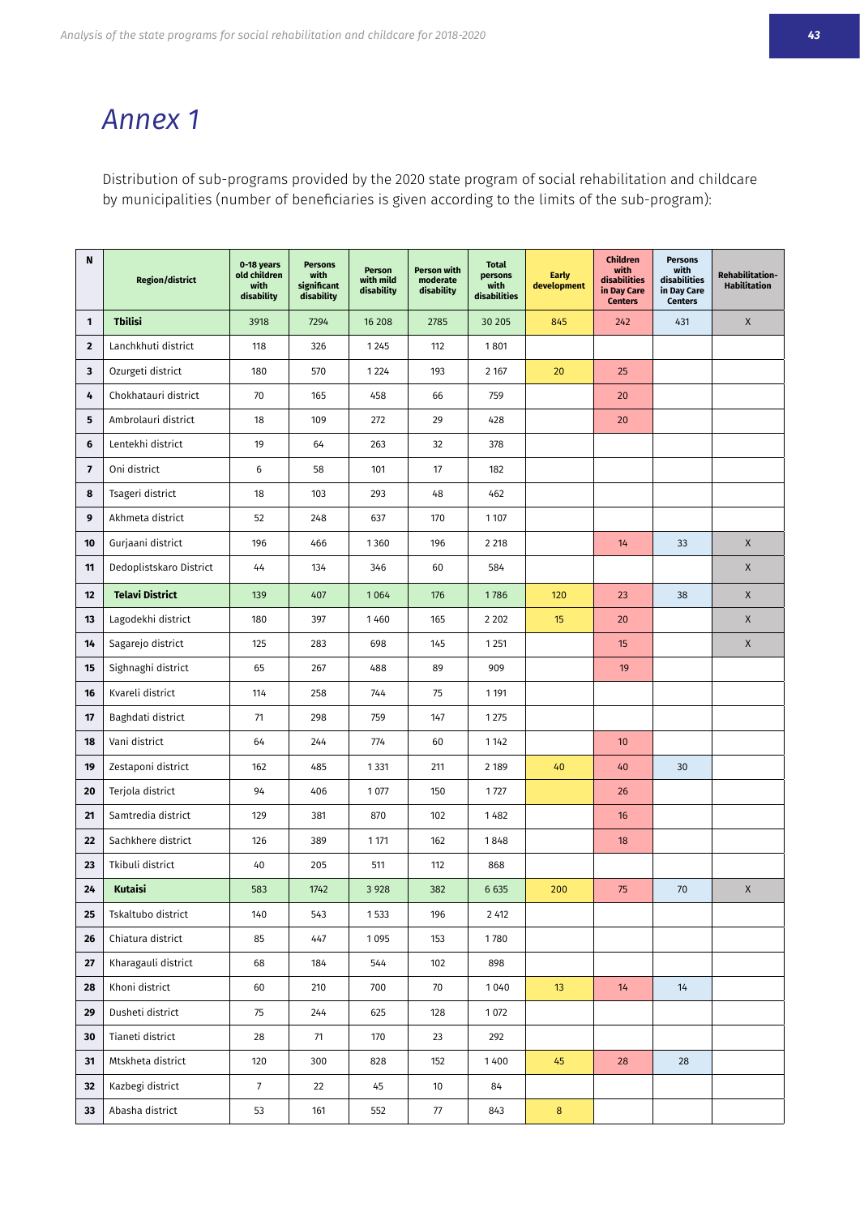# Annex 1

Distribution of sub-programs provided by the 2020 state program of social rehabilitation and childcare by municipalities (number of beneficiaries is given according to the limits of the sub-program):

| N | Region/district | 0-18 years old children with disability | Persons with significant disability | Person with mild disability | Person with moderate disability | Total persons with disabilities | Early development | Children with disabilities in Day Care Centers | Persons with disabilities in Day Care Centers | Rehabilitation-Habilitation |
|---|---|---|---|---|---|---|---|---|---|---|
| 1 | **Tbilisi** | 3918 | 7294 | 16 208 | 2785 | 30 205 | 845 | 242 | 431 | X |
| 2 | Lanchkhuti district | 118 | 326 | 1 245 | 112 | 1 801 | | | | |
| 3 | Ozurgeti district | 180 | 570 | 1 224 | 193 | 2 167 | 20 | 25 | | |
| 4 | Chokhatauri district | 70 | 165 | 458 | 66 | 759 | | 20 | | |
| 5 | Ambrolauri district | 18 | 109 | 272 | 29 | 428 | | 20 | | |
| 6 | Lentekhi district | 19 | 64 | 263 | 32 | 378 | | | | |
| 7 | Oni district | 6 | 58 | 101 | 17 | 182 | | | | |
| 8 | Tsageri district | 18 | 103 | 293 | 48 | 462 | | | | |
| 9 | Akhmeta district | 52 | 248 | 637 | 170 | 1 107 | | | | |
| 10 | Gurjaani district | 196 | 466 | 1 360 | 196 | 2 218 | | 14 | 33 | X |
| 11 | Dedoplistskaro District | 44 | 134 | 346 | 60 | 584 | | | | X |
| 12 | **Telavi District** | 139 | 407 | 1 064 | 176 | 1 786 | 120 | 23 | 38 | X |
| 13 | Lagodekhi district | 180 | 397 | 1 460 | 165 | 2 202 | 15 | 20 | | X |
| 14 | Sagarejo district | 125 | 283 | 698 | 145 | 1 251 | | 15 | | X |
| 15 | Sighnaghi district | 65 | 267 | 488 | 89 | 909 | | 19 | | |
| 16 | Kvareli district | 114 | 258 | 744 | 75 | 1 191 | | | | |
| 17 | Baghdati district | 71 | 298 | 759 | 147 | 1 275 | | | | |
| 18 | Vani district | 64 | 244 | 774 | 60 | 1 142 | | 10 | | |
| 19 | Zestaponi district | 162 | 485 | 1 331 | 211 | 2 189 | 40 | 40 | 30 | |
| 20 | Terjola district | 94 | 406 | 1 077 | 150 | 1 727 | | 26 | | |
| 21 | Samtredia district | 129 | 381 | 870 | 102 | 1 482 | | 16 | | |
| 22 | Sachkhere district | 126 | 389 | 1 171 | 162 | 1 848 | | 18 | | |
| 23 | Tkibuli district | 40 | 205 | 511 | 112 | 868 | | | | |
| 24 | **Kutaisi** | 583 | 1742 | 3 928 | 382 | 6 635 | 200 | 75 | 70 | X |
| 25 | Tskaltubo district | 140 | 543 | 1 533 | 196 | 2 412 | | | | |
| 26 | Chiatura district | 85 | 447 | 1 095 | 153 | 1 780 | | | | |
| 27 | Kharagauli district | 68 | 184 | 544 | 102 | 898 | | | | |
| 28 | Khoni district | 60 | 210 | 700 | 70 | 1 040 | 13 | 14 | 14 | |
| 29 | Dusheti district | 75 | 244 | 625 | 128 | 1 072 | | | | |
| 30 | Tianeti district | 28 | 71 | 170 | 23 | 292 | | | | |
| 31 | Mtskheta district | 120 | 300 | 828 | 152 | 1 400 | 45 | 28 | 28 | |
| 32 | Kazbegi district | 7 | 22 | 45 | 10 | 84 | | | | |
| 33 | Abasha district | 53 | 161 | 552 | 77 | 843 | 8 | | | |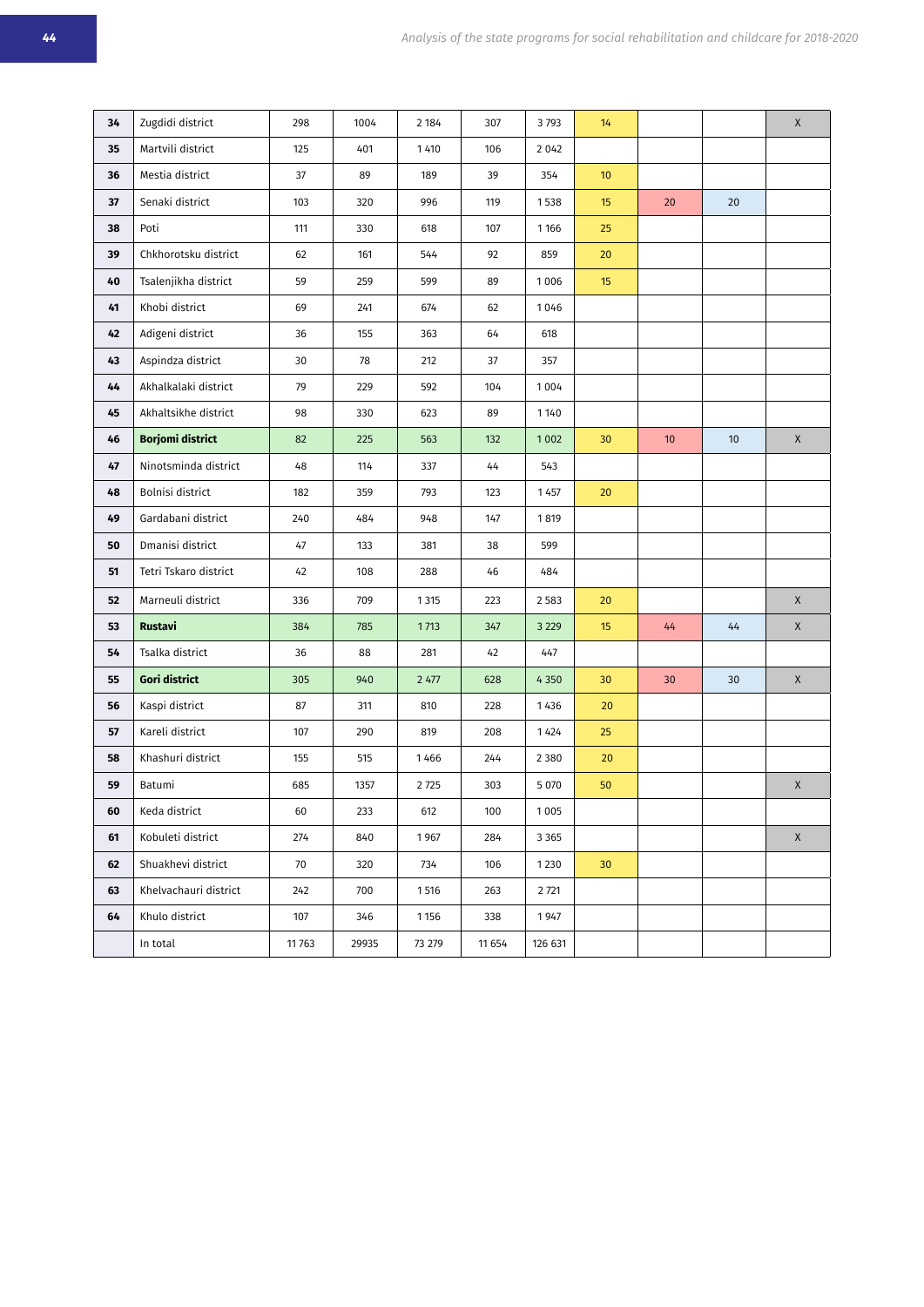| | | | | | | | | | | |
|---|---|---|---|---|---|---|---|---|---|---|
| **34** | Zugdidi district | 298 | 1004 | 2 184 | 307 | 3 793 | 14 | | | X |
| **35** | Martvili district | 125 | 401 | 1 410 | 106 | 2 042 | | | | |
| **36** | Mestia district | 37 | 89 | 189 | 39 | 354 | 10 | | | |
| **37** | Senaki district | 103 | 320 | 996 | 119 | 1 538 | 15 | 20 | 20 | |
| **38** | Poti | 111 | 330 | 618 | 107 | 1 166 | 25 | | | |
| **39** | Chkhorotsku district | 62 | 161 | 544 | 92 | 859 | 20 | | | |
| **40** | Tsalenjikha district | 59 | 259 | 599 | 89 | 1 006 | 15 | | | |
| **41** | Khobi district | 69 | 241 | 674 | 62 | 1 046 | | | | |
| **42** | Adigeni district | 36 | 155 | 363 | 64 | 618 | | | | |
| **43** | Aspindza district | 30 | 78 | 212 | 37 | 357 | | | | |
| **44** | Akhalkalaki district | 79 | 229 | 592 | 104 | 1 004 | | | | |
| **45** | Akhaltsikhe district | 98 | 330 | 623 | 89 | 1 140 | | | | |
| **46** | **Borjomi district** | 82 | 225 | 563 | 132 | 1 002 | 30 | 10 | 10 | X |
| **47** | Ninotsminda district | 48 | 114 | 337 | 44 | 543 | | | | |
| **48** | Bolnisi district | 182 | 359 | 793 | 123 | 1 457 | 20 | | | |
| **49** | Gardabani district | 240 | 484 | 948 | 147 | 1 819 | | | | |
| **50** | Dmanisi district | 47 | 133 | 381 | 38 | 599 | | | | |
| **51** | Tetri Tskaro district | 42 | 108 | 288 | 46 | 484 | | | | |
| **52** | Marneuli district | 336 | 709 | 1 315 | 223 | 2 583 | 20 | | | X |
| **53** | **Rustavi** | 384 | 785 | 1 713 | 347 | 3 229 | 15 | 44 | 44 | X |
| **54** | Tsalka district | 36 | 88 | 281 | 42 | 447 | | | | |
| **55** | **Gori district** | 305 | 940 | 2 477 | 628 | 4 350 | 30 | 30 | 30 | X |
| **56** | Kaspi district | 87 | 311 | 810 | 228 | 1 436 | 20 | | | |
| **57** | Kareli district | 107 | 290 | 819 | 208 | 1 424 | 25 | | | |
| **58** | Khashuri district | 155 | 515 | 1 466 | 244 | 2 380 | 20 | | | |
| **59** | Batumi | 685 | 1357 | 2 725 | 303 | 5 070 | 50 | | | X |
| **60** | Keda district | 60 | 233 | 612 | 100 | 1 005 | | | | |
| **61** | Kobuleti district | 274 | 840 | 1 967 | 284 | 3 365 | | | | X |
| **62** | Shuakhevi district | 70 | 320 | 734 | 106 | 1 230 | 30 | | | |
| **63** | Khelvachauri district | 242 | 700 | 1 516 | 263 | 2 721 | | | | |
| **64** | Khulo district | 107 | 346 | 1 156 | 338 | 1 947 | | | | |
| | In total | 11 763 | 29935 | 73 279 | 11 654 | 126 631 | | | | |